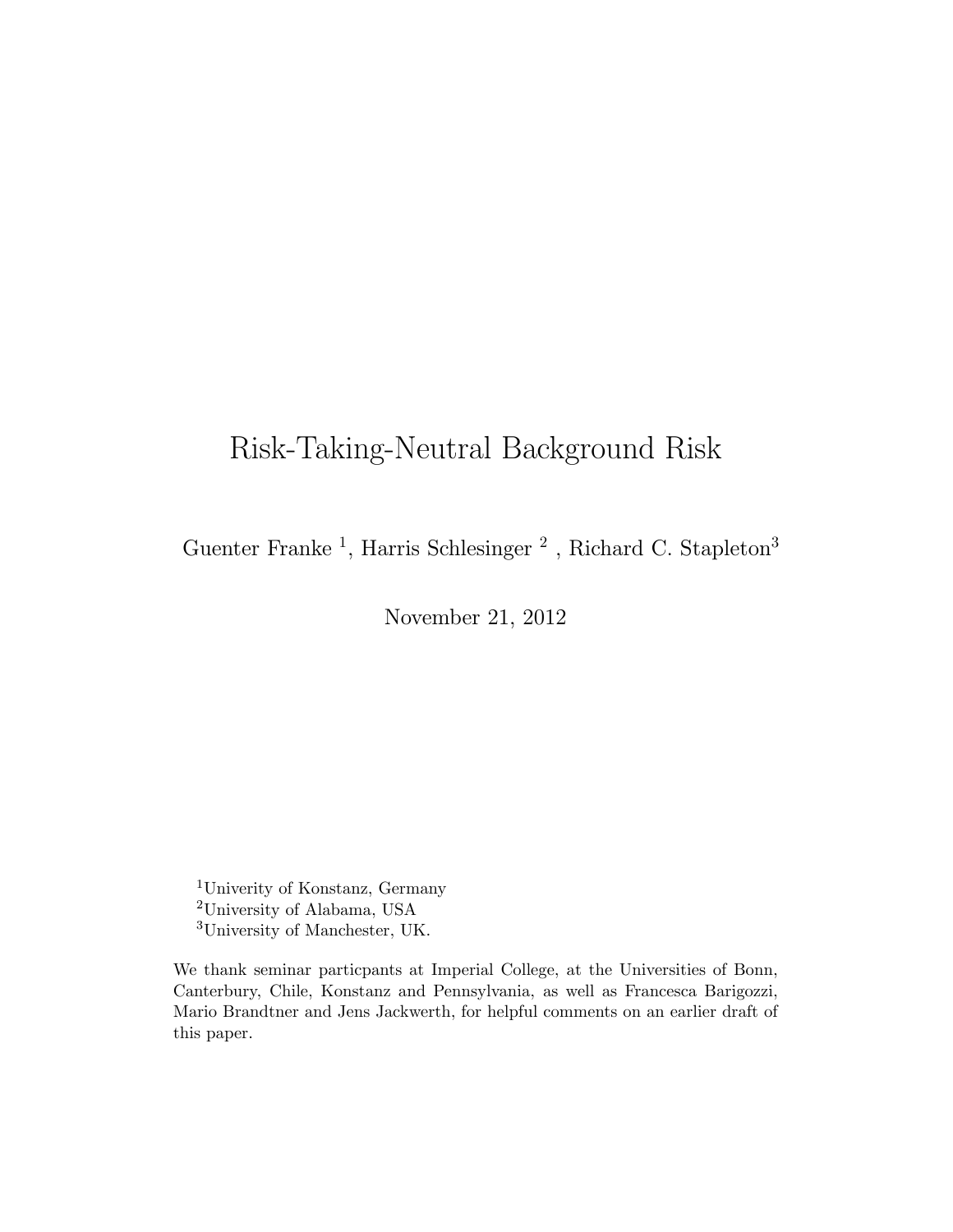# Risk-Taking-Neutral Background Risk

Guenter Franke [1], Harris Schlesinger [2] , Richard C. Stapleton[3]

November 21, 2012

[1]Univerity of Konstanz, Germany
[2]University of Alabama, USA
[3]University of Manchester, UK.

We thank seminar particpants at Imperial College, at the Universities of Bonn, Canterbury, Chile, Konstanz and Pennsylvania, as well as Francesca Barigozzi, Mario Brandtner and Jens Jackwerth, for helpful comments on an earlier draft of this paper.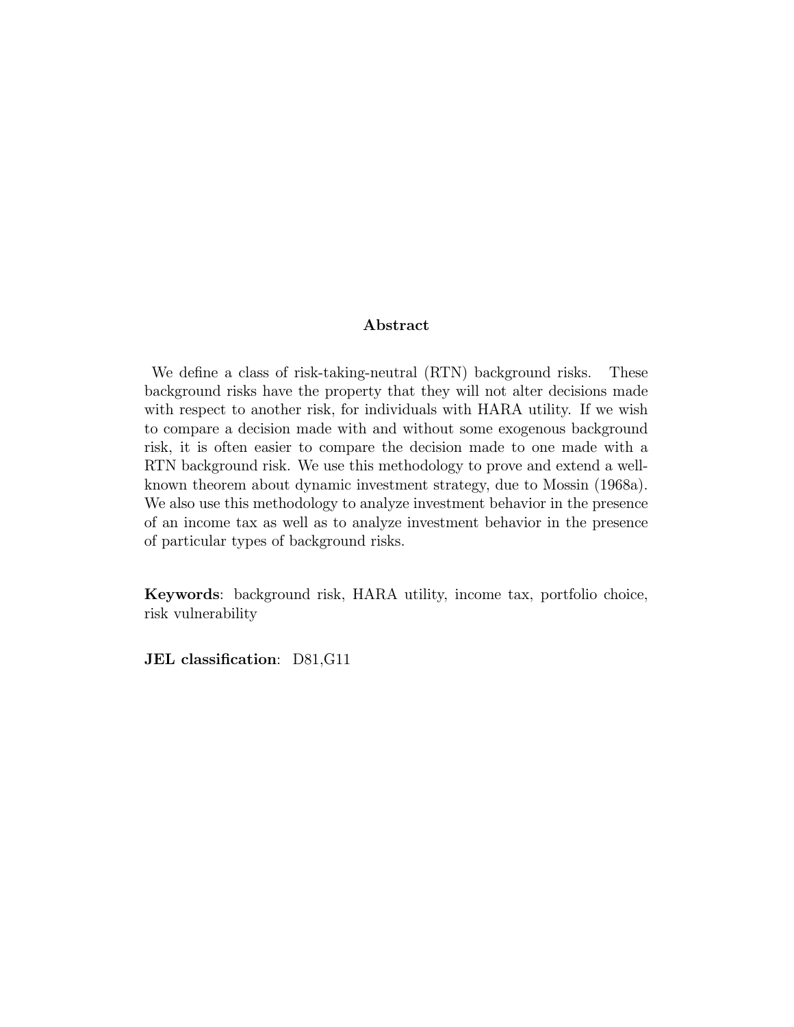## Abstract

We define a class of risk-taking-neutral (RTN) background risks. These background risks have the property that they will not alter decisions made with respect to another risk, for individuals with HARA utility. If we wish to compare a decision made with and without some exogenous background risk, it is often easier to compare the decision made to one made with a RTN background risk. We use this methodology to prove and extend a well-known theorem about dynamic investment strategy, due to Mossin (1968a). We also use this methodology to analyze investment behavior in the presence of an income tax as well as to analyze investment behavior in the presence of particular types of background risks.

**Keywords**: background risk, HARA utility, income tax, portfolio choice, risk vulnerability

**JEL classification**: D81,G11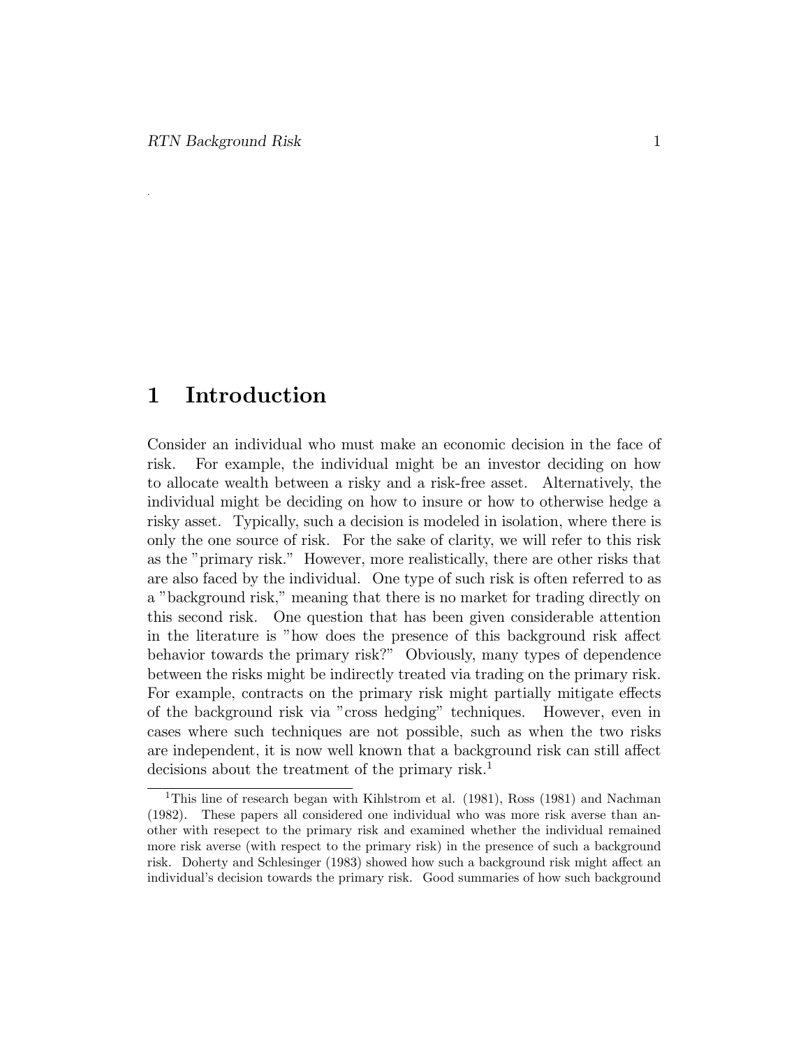# 1 Introduction

Consider an individual who must make an economic decision in the face of risk. For example, the individual might be an investor deciding on how to allocate wealth between a risky and a risk-free asset. Alternatively, the individual might be deciding on how to insure or how to otherwise hedge a risky asset. Typically, such a decision is modeled in isolation, where there is only the one source of risk. For the sake of clarity, we will refer to this risk as the "primary risk." However, more realistically, there are other risks that are also faced by the individual. One type of such risk is often referred to as a "background risk," meaning that there is no market for trading directly on this second risk. One question that has been given considerable attention in the literature is "how does the presence of this background risk affect behavior towards the primary risk?" Obviously, many types of dependence between the risks might be indirectly treated via trading on the primary risk. For example, contracts on the primary risk might partially mitigate effects of the background risk via "cross hedging" techniques. However, even in cases where such techniques are not possible, such as when the two risks are independent, it is now well known that a background risk can still affect decisions about the treatment of the primary risk.[1]

[1] This line of research began with Kihlstrom et al. (1981), Ross (1981) and Nachman (1982). These papers all considered one individual who was more risk averse than another with resepect to the primary risk and examined whether the individual remained more risk averse (with respect to the primary risk) in the presence of such a background risk. Doherty and Schlesinger (1983) showed how such a background risk might affect an individual's decision towards the primary risk. Good summaries of how such background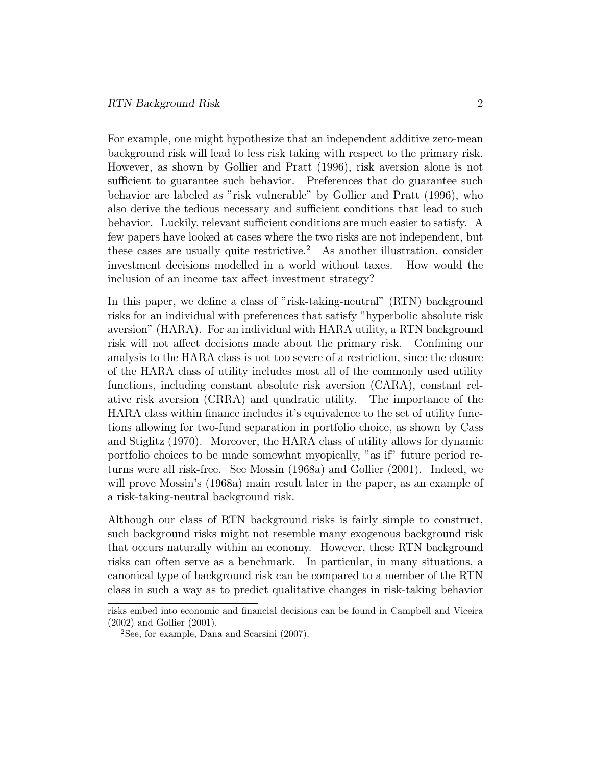For example, one might hypothesize that an independent additive zero-mean background risk will lead to less risk taking with respect to the primary risk. However, as shown by Gollier and Pratt (1996), risk aversion alone is not sufficient to guarantee such behavior. Preferences that do guarantee such behavior are labeled as "risk vulnerable" by Gollier and Pratt (1996), who also derive the tedious necessary and sufficient conditions that lead to such behavior. Luckily, relevant sufficient conditions are much easier to satisfy. A few papers have looked at cases where the two risks are not independent, but these cases are usually quite restrictive.[2] As another illustration, consider investment decisions modelled in a world without taxes. How would the inclusion of an income tax affect investment strategy?

In this paper, we define a class of "risk-taking-neutral" (RTN) background risks for an individual with preferences that satisfy "hyperbolic absolute risk aversion" (HARA). For an individual with HARA utility, a RTN background risk will not affect decisions made about the primary risk. Confining our analysis to the HARA class is not too severe of a restriction, since the closure of the HARA class of utility includes most all of the commonly used utility functions, including constant absolute risk aversion (CARA), constant relative risk aversion (CRRA) and quadratic utility. The importance of the HARA class within finance includes it's equivalence to the set of utility functions allowing for two-fund separation in portfolio choice, as shown by Cass and Stiglitz (1970). Moreover, the HARA class of utility allows for dynamic portfolio choices to be made somewhat myopically, "as if" future period returns were all risk-free. See Mossin (1968a) and Gollier (2001). Indeed, we will prove Mossin's (1968a) main result later in the paper, as an example of a risk-taking-neutral background risk.

Although our class of RTN background risks is fairly simple to construct, such background risks might not resemble many exogenous background risk that occurs naturally within an economy. However, these RTN background risks can often serve as a benchmark. In particular, in many situations, a canonical type of background risk can be compared to a member of the RTN class in such a way as to predict qualitative changes in risk-taking behavior

risks embed into economic and financial decisions can be found in Campbell and Viceira (2002) and Gollier (2001).

[2] See, for example, Dana and Scarsini (2007).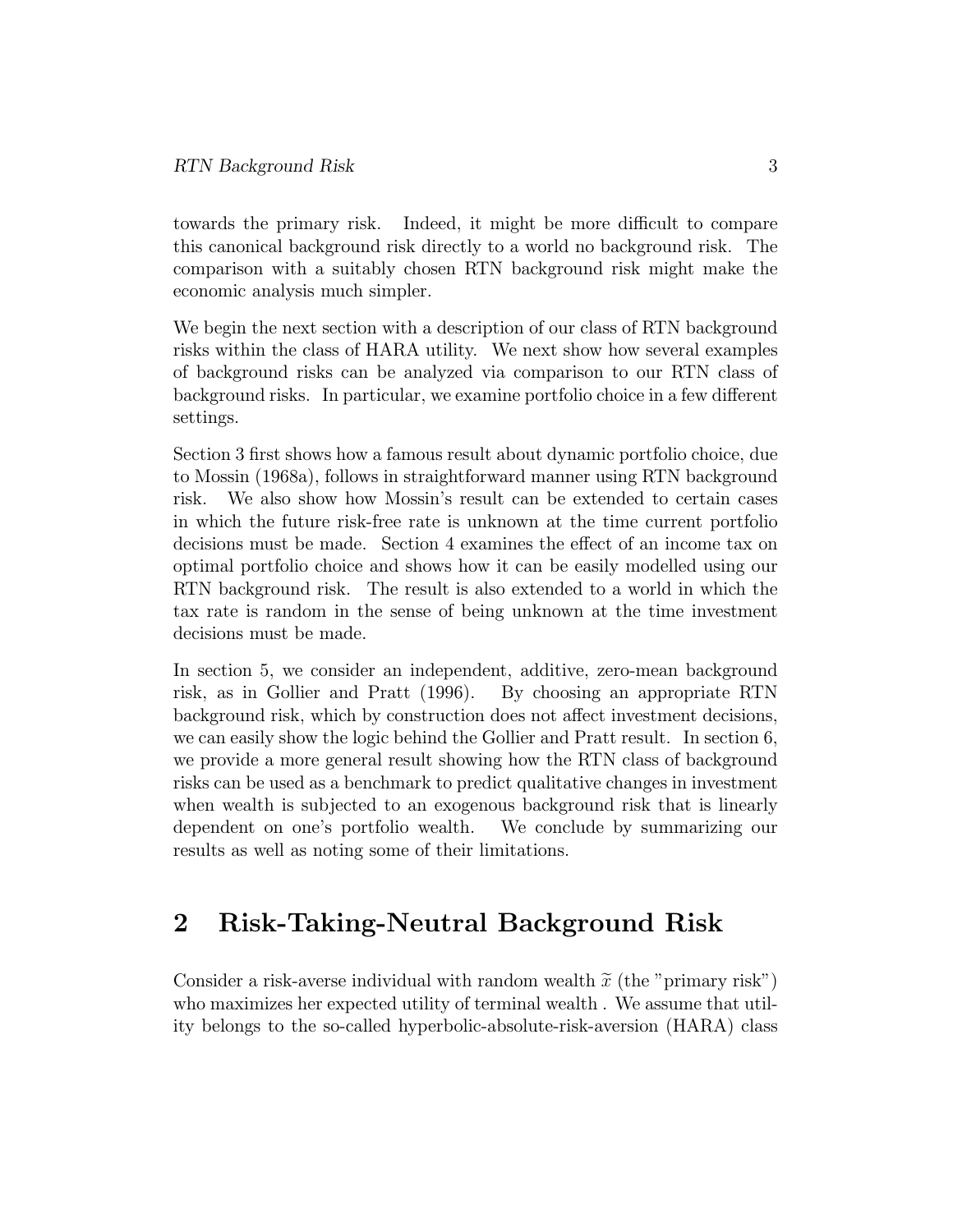towards the primary risk. Indeed, it might be more difficult to compare this canonical background risk directly to a world no background risk. The comparison with a suitably chosen RTN background risk might make the economic analysis much simpler.

We begin the next section with a description of our class of RTN background risks within the class of HARA utility. We next show how several examples of background risks can be analyzed via comparison to our RTN class of background risks. In particular, we examine portfolio choice in a few different settings.

Section 3 first shows how a famous result about dynamic portfolio choice, due to Mossin (1968a), follows in straightforward manner using RTN background risk. We also show how Mossin's result can be extended to certain cases in which the future risk-free rate is unknown at the time current portfolio decisions must be made. Section 4 examines the effect of an income tax on optimal portfolio choice and shows how it can be easily modelled using our RTN background risk. The result is also extended to a world in which the tax rate is random in the sense of being unknown at the time investment decisions must be made.

In section 5, we consider an independent, additive, zero-mean background risk, as in Gollier and Pratt (1996). By choosing an appropriate RTN background risk, which by construction does not affect investment decisions, we can easily show the logic behind the Gollier and Pratt result. In section 6, we provide a more general result showing how the RTN class of background risks can be used as a benchmark to predict qualitative changes in investment when wealth is subjected to an exogenous background risk that is linearly dependent on one's portfolio wealth. We conclude by summarizing our results as well as noting some of their limitations.

## 2 Risk-Taking-Neutral Background Risk

Consider a risk-averse individual with random wealth $\widetilde{x}$ (the "primary risk") who maximizes her expected utility of terminal wealth . We assume that utility belongs to the so-called hyperbolic-absolute-risk-aversion (HARA) class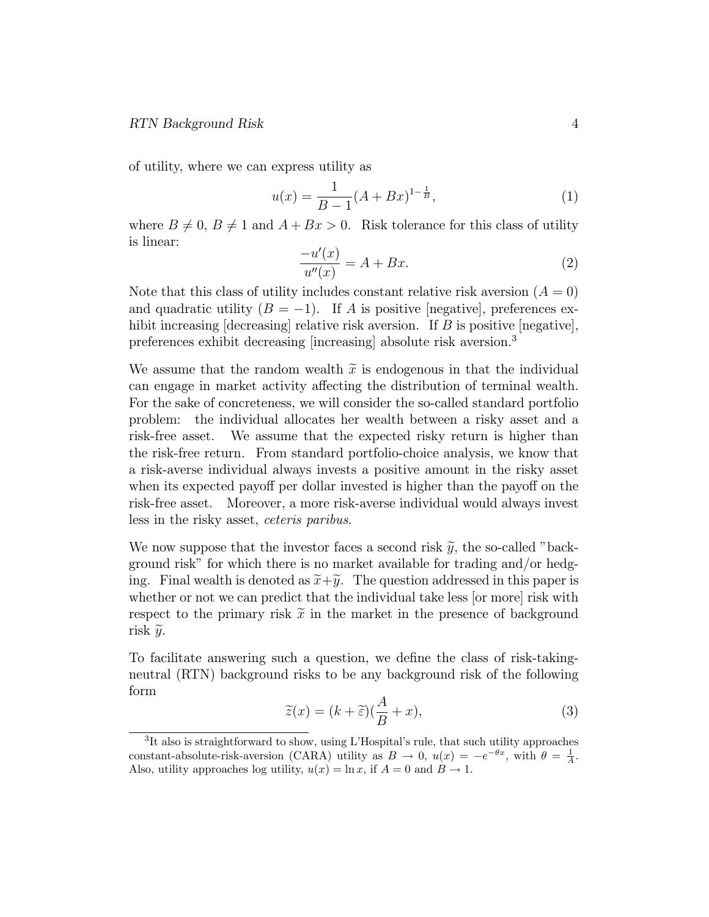of utility, where we can express utility as

$$u(x) = \frac{1}{B-1}(A + Bx)^{1-\frac{1}{B}}, \tag{1}$$

where $B \neq 0$, $B \neq 1$ and $A + Bx > 0$. Risk tolerance for this class of utility is linear:

$$\frac{-u'(x)}{u''(x)} = A + Bx. \tag{2}$$

Note that this class of utility includes constant relative risk aversion ($A = 0$) and quadratic utility ($B = -1$). If $A$ is positive [negative], preferences exhibit increasing [decreasing] relative risk aversion. If $B$ is positive [negative], preferences exhibit decreasing [increasing] absolute risk aversion.[3]

We assume that the random wealth $\widetilde{x}$ is endogenous in that the individual can engage in market activity affecting the distribution of terminal wealth. For the sake of concreteness, we will consider the so-called standard portfolio problem: the individual allocates her wealth between a risky asset and a risk-free asset. We assume that the expected risky return is higher than the risk-free return. From standard portfolio-choice analysis, we know that a risk-averse individual always invests a positive amount in the risky asset when its expected payoff per dollar invested is higher than the payoff on the risk-free asset. Moreover, a more risk-averse individual would always invest less in the risky asset, *ceteris paribus*.

We now suppose that the investor faces a second risk $\widetilde{y}$, the so-called "background risk" for which there is no market available for trading and/or hedging. Final wealth is denoted as $\widetilde{x}+\widetilde{y}$. The question addressed in this paper is whether or not we can predict that the individual take less [or more] risk with respect to the primary risk $\widetilde{x}$ in the market in the presence of background risk $\widetilde{y}$.

To facilitate answering such a question, we define the class of risk-taking-neutral (RTN) background risks to be any background risk of the following form

$$\widetilde{z}(x) = (k + \widetilde{\varepsilon})(\frac{A}{B} + x), \tag{3}$$

[3]It also is straightforward to show, using L'Hospital's rule, that such utility approaches constant-absolute-risk-aversion (CARA) utility as $B \to 0$, $u(x) = -e^{-\theta x}$, with $\theta = \frac{1}{A}$. Also, utility approaches log utility, $u(x) = \ln x$, if $A = 0$ and $B \to 1$.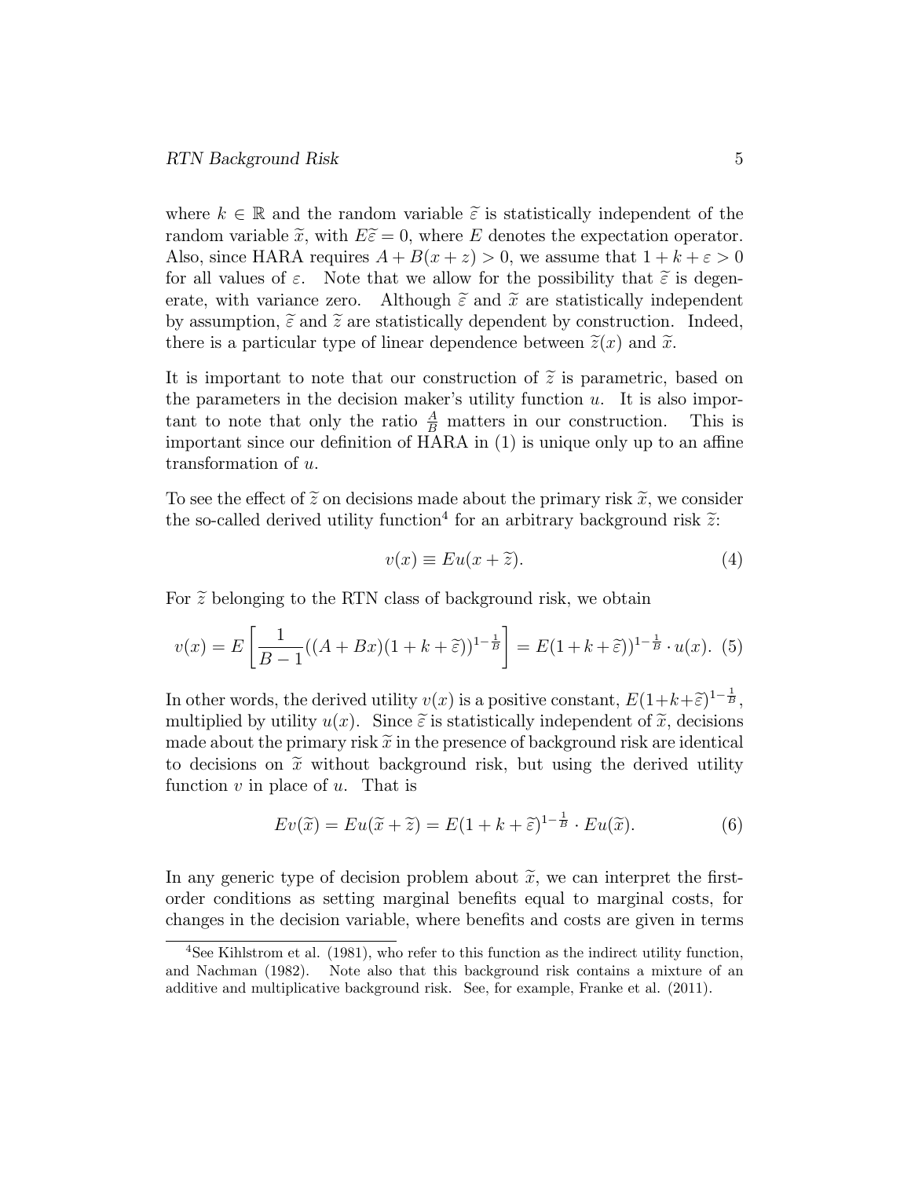where $k \in \mathbb{R}$ and the random variable $\widetilde{\varepsilon}$ is statistically independent of the random variable $\widetilde{x}$, with $E\widetilde{\varepsilon} = 0$, where $E$ denotes the expectation operator. Also, since HARA requires $A + B(x+z) > 0$, we assume that $1 + k + \varepsilon > 0$ for all values of $\varepsilon$. Note that we allow for the possibility that $\widetilde{\varepsilon}$ is degenerate, with variance zero. Although $\widetilde{\varepsilon}$ and $\widetilde{x}$ are statistically independent by assumption, $\widetilde{\varepsilon}$ and $\widetilde{z}$ are statistically dependent by construction. Indeed, there is a particular type of linear dependence between $\widetilde{z}(x)$ and $\widetilde{x}$.

It is important to note that our construction of $\widetilde{z}$ is parametric, based on the parameters in the decision maker's utility function $u$. It is also important to note that only the ratio $\frac{A}{B}$ matters in our construction. This is important since our definition of HARA in (1) is unique only up to an affine transformation of $u$.

To see the effect of $\widetilde{z}$ on decisions made about the primary risk $\widetilde{x}$, we consider the so-called derived utility function[4] for an arbitrary background risk $\widetilde{z}$:

$$v(x) \equiv Eu(x + \widetilde{z}). \tag{4}$$

For $\widetilde{z}$ belonging to the RTN class of background risk, we obtain

$$v(x) = E\left[\frac{1}{B-1}((A+Bx)(1+k+\widetilde{\varepsilon}))^{1-\frac{1}{B}}\right] = E(1+k+\widetilde{\varepsilon}))^{1-\frac{1}{B}} \cdot u(x). \tag{5}$$

In other words, the derived utility $v(x)$ is a positive constant, $E(1+k+\widetilde{\varepsilon})^{1-\frac{1}{B}}$, multiplied by utility $u(x)$. Since $\widetilde{\varepsilon}$ is statistically independent of $\widetilde{x}$, decisions made about the primary risk $\widetilde{x}$ in the presence of background risk are identical to decisions on $\widetilde{x}$ without background risk, but using the derived utility function $v$ in place of $u$. That is

$$Ev(\widetilde{x}) = Eu(\widetilde{x} + \widetilde{z}) = E(1+k+\widetilde{\varepsilon})^{1-\frac{1}{B}} \cdot Eu(\widetilde{x}). \tag{6}$$

In any generic type of decision problem about $\widetilde{x}$, we can interpret the first-order conditions as setting marginal benefits equal to marginal costs, for changes in the decision variable, where benefits and costs are given in terms

[4] See Kihlstrom et al. (1981), who refer to this function as the indirect utility function, and Nachman (1982). Note also that this background risk contains a mixture of an additive and multiplicative background risk. See, for example, Franke et al. (2011).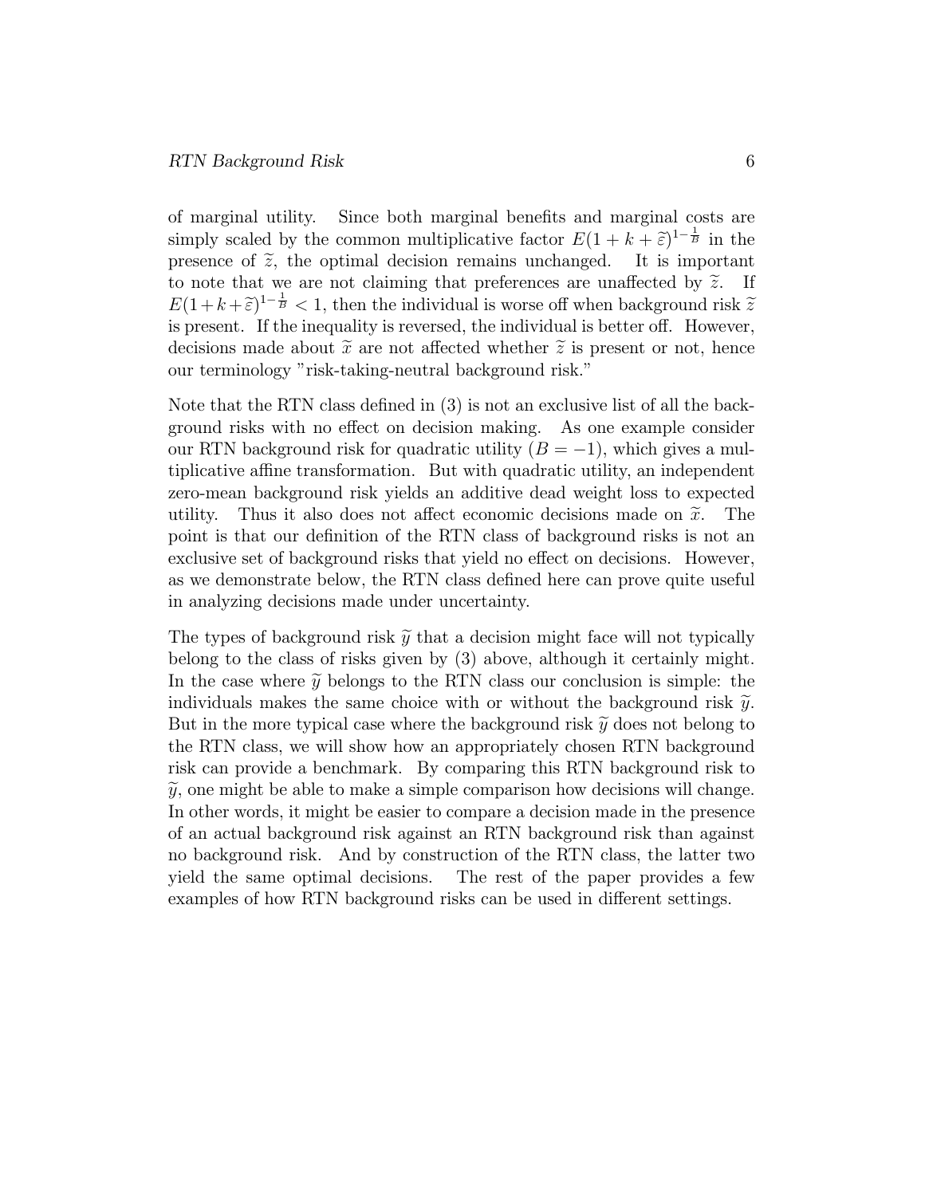of marginal utility. Since both marginal benefits and marginal costs are simply scaled by the common multiplicative factor $E(1 + k + \widetilde{\varepsilon})^{1-\frac{1}{B}}$ in the presence of $\widetilde{z}$, the optimal decision remains unchanged. It is important to note that we are not claiming that preferences are unaffected by $\widetilde{z}$. If $E(1+k+\widetilde{\varepsilon})^{1-\frac{1}{B}} < 1$, then the individual is worse off when background risk $\widetilde{z}$ is present. If the inequality is reversed, the individual is better off. However, decisions made about $\widetilde{x}$ are not affected whether $\widetilde{z}$ is present or not, hence our terminology "risk-taking-neutral background risk."

Note that the RTN class defined in (3) is not an exclusive list of all the background risks with no effect on decision making. As one example consider our RTN background risk for quadratic utility ($B = -1$), which gives a multiplicative affine transformation. But with quadratic utility, an independent zero-mean background risk yields an additive dead weight loss to expected utility. Thus it also does not affect economic decisions made on $\widetilde{x}$. The point is that our definition of the RTN class of background risks is not an exclusive set of background risks that yield no effect on decisions. However, as we demonstrate below, the RTN class defined here can prove quite useful in analyzing decisions made under uncertainty.

The types of background risk $\widetilde{y}$ that a decision might face will not typically belong to the class of risks given by (3) above, although it certainly might. In the case where $\widetilde{y}$ belongs to the RTN class our conclusion is simple: the individuals makes the same choice with or without the background risk $\widetilde{y}$. But in the more typical case where the background risk $\widetilde{y}$ does not belong to the RTN class, we will show how an appropriately chosen RTN background risk can provide a benchmark. By comparing this RTN background risk to $\widetilde{y}$, one might be able to make a simple comparison how decisions will change. In other words, it might be easier to compare a decision made in the presence of an actual background risk against an RTN background risk than against no background risk. And by construction of the RTN class, the latter two yield the same optimal decisions. The rest of the paper provides a few examples of how RTN background risks can be used in different settings.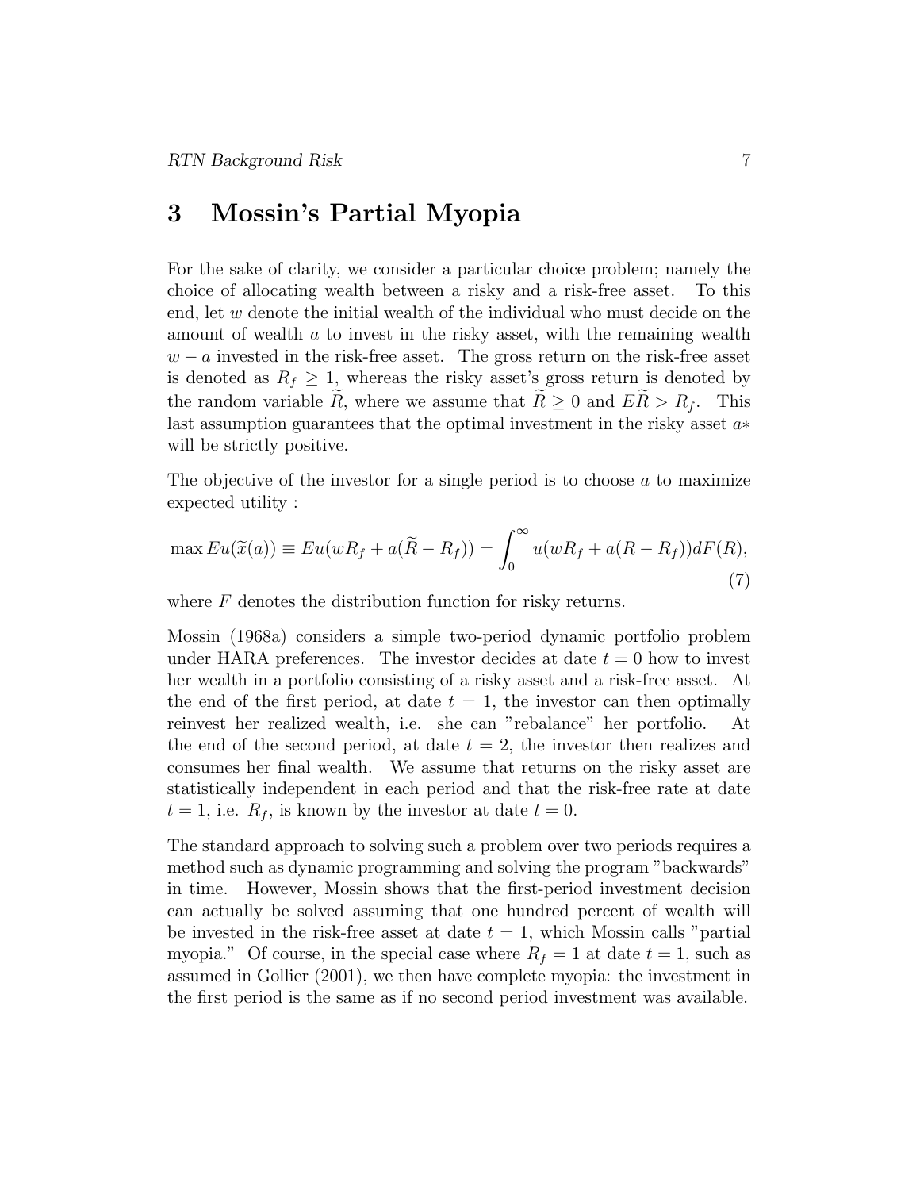## 3 Mossin's Partial Myopia

For the sake of clarity, we consider a particular choice problem; namely the choice of allocating wealth between a risky and a risk-free asset. To this end, let $w$ denote the initial wealth of the individual who must decide on the amount of wealth $a$ to invest in the risky asset, with the remaining wealth $w - a$ invested in the risk-free asset. The gross return on the risk-free asset is denoted as $R_f \geq 1$, whereas the risky asset's gross return is denoted by the random variable $\widetilde{R}$, where we assume that $\widetilde{R} \geq 0$ and $E\widetilde{R} > R_f$. This last assumption guarantees that the optimal investment in the risky asset $a*$ will be strictly positive.

The objective of the investor for a single period is to choose $a$ to maximize expected utility :

$$\max Eu(\widetilde{x}(a)) \equiv Eu(wR_f + a(\widetilde{R} - R_f)) = \int_0^\infty u(wR_f + a(R - R_f))dF(R), \tag{7}$$

where $F$ denotes the distribution function for risky returns.

Mossin (1968a) considers a simple two-period dynamic portfolio problem under HARA preferences. The investor decides at date $t = 0$ how to invest her wealth in a portfolio consisting of a risky asset and a risk-free asset. At the end of the first period, at date $t = 1$, the investor can then optimally reinvest her realized wealth, i.e. she can "rebalance" her portfolio. At the end of the second period, at date $t = 2$, the investor then realizes and consumes her final wealth. We assume that returns on the risky asset are statistically independent in each period and that the risk-free rate at date $t = 1$, i.e. $R_f$, is known by the investor at date $t = 0$.

The standard approach to solving such a problem over two periods requires a method such as dynamic programming and solving the program "backwards" in time. However, Mossin shows that the first-period investment decision can actually be solved assuming that one hundred percent of wealth will be invested in the risk-free asset at date $t = 1$, which Mossin calls "partial myopia." Of course, in the special case where $R_f = 1$ at date $t = 1$, such as assumed in Gollier (2001), we then have complete myopia: the investment in the first period is the same as if no second period investment was available.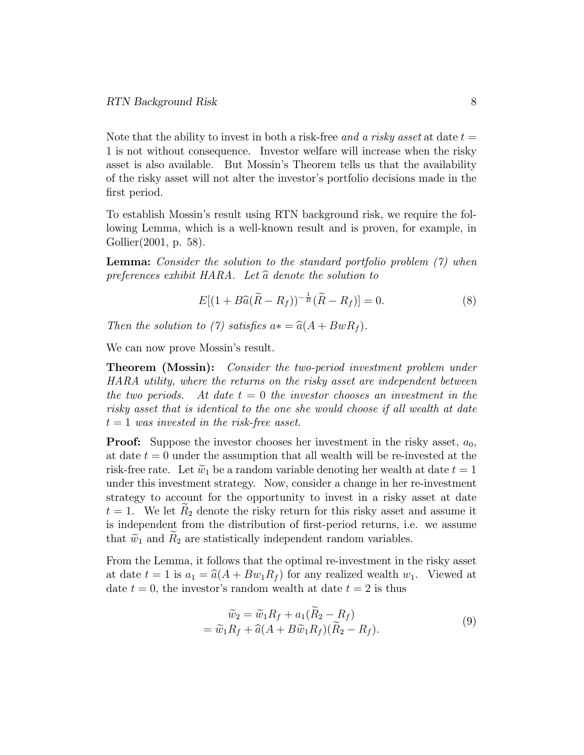Note that the ability to invest in both a risk-free *and a risky asset* at date $t = 1$ is not without consequence. Investor welfare will increase when the risky asset is also available. But Mossin's Theorem tells us that the availability of the risky asset will not alter the investor's portfolio decisions made in the first period.

To establish Mossin's result using RTN background risk, we require the following Lemma, which is a well-known result and is proven, for example, in Gollier(2001, p. 58).

**Lemma:** *Consider the solution to the standard portfolio problem (7) when preferences exhibit HARA. Let $\widehat{a}$ denote the solution to*

$$E[(1 + B\widehat{a}(\widetilde{R} - R_f))^{-\frac{1}{B}}(\widetilde{R} - R_f)] = 0. \tag{8}$$

*Then the solution to (7) satisfies $a* = \widehat{a}(A + BwR_f)$.*

We can now prove Mossin's result.

**Theorem (Mossin):** *Consider the two-period investment problem under HARA utility, where the returns on the risky asset are independent between the two periods. At date $t = 0$ the investor chooses an investment in the risky asset that is identical to the one she would choose if all wealth at date $t = 1$ was invested in the risk-free asset.*

**Proof:** Suppose the investor chooses her investment in the risky asset, $a_0$, at date $t = 0$ under the assumption that all wealth will be re-invested at the risk-free rate. Let $\widetilde{w}_1$ be a random variable denoting her wealth at date $t = 1$ under this investment strategy. Now, consider a change in her re-investment strategy to account for the opportunity to invest in a risky asset at date $t = 1$. We let $\widetilde{R}_2$ denote the risky return for this risky asset and assume it is independent from the distribution of first-period returns, i.e. we assume that $\widetilde{w}_1$ and $\widetilde{R}_2$ are statistically independent random variables.

From the Lemma, it follows that the optimal re-investment in the risky asset at date $t = 1$ is $a_1 = \widehat{a}(A + Bw_1R_f)$ for any realized wealth $w_1$. Viewed at date $t = 0$, the investor's random wealth at date $t = 2$ is thus

$$\begin{aligned} \widetilde{w}_2 &= \widetilde{w}_1 R_f + a_1(\widetilde{R}_2 - R_f) \\ &= \widetilde{w}_1 R_f + \widehat{a}(A + B\widetilde{w}_1 R_f)(\widetilde{R}_2 - R_f). \end{aligned} \tag{9}$$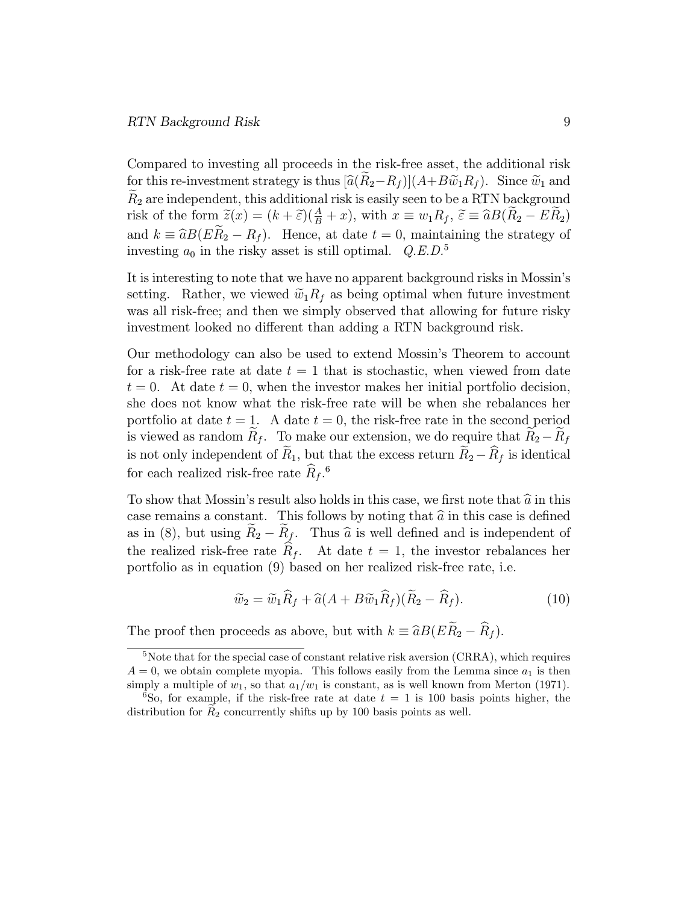Compared to investing all proceeds in the risk-free asset, the additional risk for this re-investment strategy is thus $[\widehat{a}(\widetilde{R}_2 - R_f)](A + B\widetilde{w}_1 R_f)$. Since $\widetilde{w}_1$ and $\widetilde{R}_2$ are independent, this additional risk is easily seen to be a RTN background risk of the form $\widetilde{z}(x) = (k + \widetilde{\varepsilon})(\frac{A}{B} + x)$, with $x \equiv w_1 R_f$, $\widetilde{\varepsilon} \equiv \widehat{a}B(\widetilde{R}_2 - E\widetilde{R}_2)$ and $k \equiv \widehat{a}B(E\widetilde{R}_2 - R_f)$. Hence, at date $t = 0$, maintaining the strategy of investing $a_0$ in the risky asset is still optimal. *Q.E.D.*[5]

It is interesting to note that we have no apparent background risks in Mossin's setting. Rather, we viewed $\widetilde{w}_1 R_f$ as being optimal when future investment was all risk-free; and then we simply observed that allowing for future risky investment looked no different than adding a RTN background risk.

Our methodology can also be used to extend Mossin's Theorem to account for a risk-free rate at date $t = 1$ that is stochastic, when viewed from date $t = 0$. At date $t = 0$, when the investor makes her initial portfolio decision, she does not know what the risk-free rate will be when she rebalances her portfolio at date $t = 1$. A date $t = 0$, the risk-free rate in the second period is viewed as random $\widetilde{R}_f$. To make our extension, we do require that $\widetilde{R}_2 - \widetilde{R}_f$ is not only independent of $\widetilde{R}_1$, but that the excess return $\widetilde{R}_2 - \widehat{R}_f$ is identical for each realized risk-free rate $\widehat{R}_f$.[6]

To show that Mossin's result also holds in this case, we first note that $\widehat{a}$ in this case remains a constant. This follows by noting that $\widehat{a}$ in this case is defined as in (8), but using $\widetilde{R}_2 - \widetilde{R}_f$. Thus $\widehat{a}$ is well defined and is independent of the realized risk-free rate $\widehat{R}_f$. At date $t = 1$, the investor rebalances her portfolio as in equation (9) based on her realized risk-free rate, i.e.

$$\widetilde{w}_2 = \widetilde{w}_1 \widehat{R}_f + \widehat{a}(A + B\widetilde{w}_1 \widehat{R}_f)(\widetilde{R}_2 - \widehat{R}_f). \tag{10}$$

The proof then proceeds as above, but with $k \equiv \widehat{a}B(E\widetilde{R}_2 - \widehat{R}_f)$.

---

[5] Note that for the special case of constant relative risk aversion (CRRA), which requires $A = 0$, we obtain complete myopia. This follows easily from the Lemma since $a_1$ is then simply a multiple of $w_1$, so that $a_1/w_1$ is constant, as is well known from Merton (1971).

[6] So, for example, if the risk-free rate at date $t = 1$ is 100 basis points higher, the distribution for $\widetilde{R}_2$ concurrently shifts up by 100 basis points as well.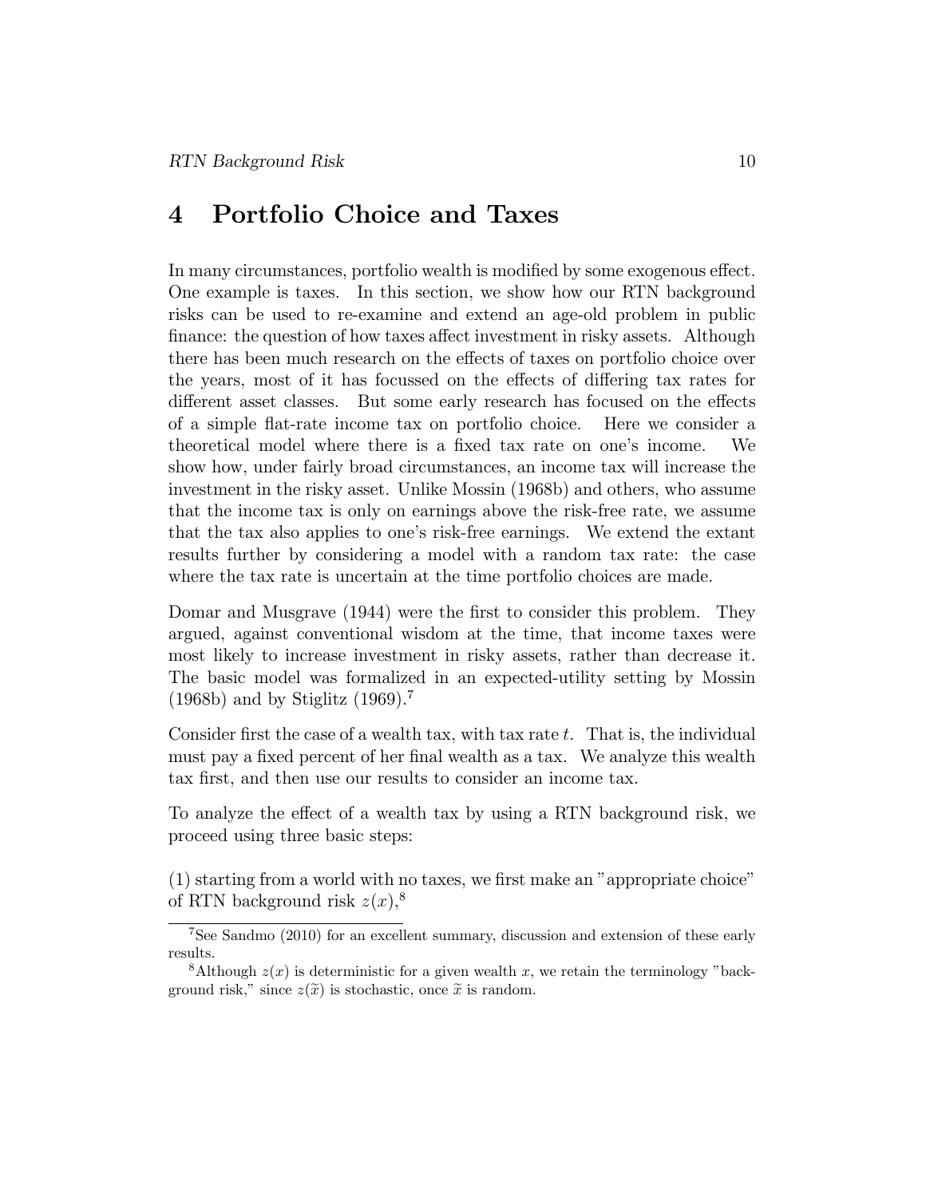# 4 Portfolio Choice and Taxes

In many circumstances, portfolio wealth is modified by some exogenous effect. One example is taxes. In this section, we show how our RTN background risks can be used to re-examine and extend an age-old problem in public finance: the question of how taxes affect investment in risky assets. Although there has been much research on the effects of taxes on portfolio choice over the years, most of it has focussed on the effects of differing tax rates for different asset classes. But some early research has focused on the effects of a simple flat-rate income tax on portfolio choice. Here we consider a theoretical model where there is a fixed tax rate on one's income. We show how, under fairly broad circumstances, an income tax will increase the investment in the risky asset. Unlike Mossin (1968b) and others, who assume that the income tax is only on earnings above the risk-free rate, we assume that the tax also applies to one's risk-free earnings. We extend the extant results further by considering a model with a random tax rate: the case where the tax rate is uncertain at the time portfolio choices are made.

Domar and Musgrave (1944) were the first to consider this problem. They argued, against conventional wisdom at the time, that income taxes were most likely to increase investment in risky assets, rather than decrease it. The basic model was formalized in an expected-utility setting by Mossin (1968b) and by Stiglitz (1969).[7]

Consider first the case of a wealth tax, with tax rate $t$. That is, the individual must pay a fixed percent of her final wealth as a tax. We analyze this wealth tax first, and then use our results to consider an income tax.

To analyze the effect of a wealth tax by using a RTN background risk, we proceed using three basic steps:

(1) starting from a world with no taxes, we first make an "appropriate choice" of RTN background risk $z(x)$,[8]

[7] See Sandmo (2010) for an excellent summary, discussion and extension of these early results.

[8] Although $z(x)$ is deterministic for a given wealth $x$, we retain the terminology "background risk," since $z(\widetilde{x})$ is stochastic, once $\widetilde{x}$ is random.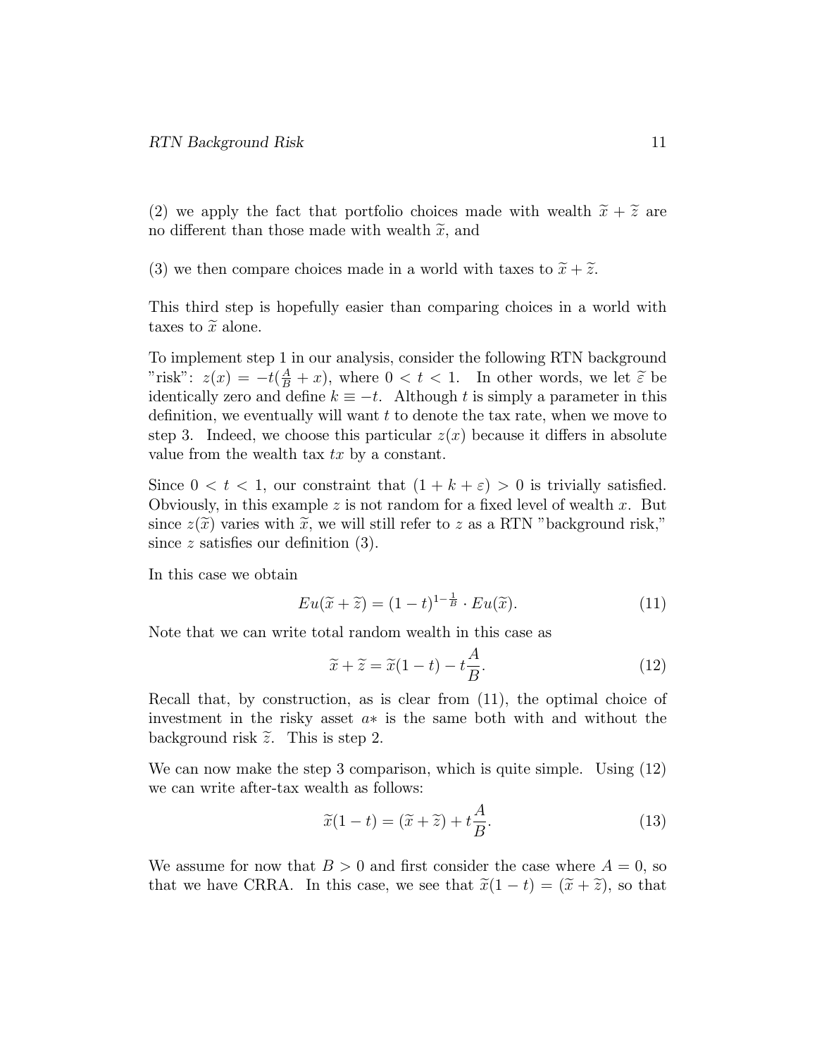(2) we apply the fact that portfolio choices made with wealth $\widetilde{x} + \widetilde{z}$ are no different than those made with wealth $\widetilde{x}$, and

(3) we then compare choices made in a world with taxes to $\widetilde{x} + \widetilde{z}$.

This third step is hopefully easier than comparing choices in a world with taxes to $\widetilde{x}$ alone.

To implement step 1 in our analysis, consider the following RTN background "risk": $z(x) = -t(\frac{A}{B} + x)$, where $0 < t < 1$. In other words, we let $\widetilde{\varepsilon}$ be identically zero and define $k \equiv -t$. Although $t$ is simply a parameter in this definition, we eventually will want $t$ to denote the tax rate, when we move to step 3. Indeed, we choose this particular $z(x)$ because it differs in absolute value from the wealth tax $tx$ by a constant.

Since $0 < t < 1$, our constraint that $(1 + k + \varepsilon) > 0$ is trivially satisfied. Obviously, in this example $z$ is not random for a fixed level of wealth $x$. But since $z(\widetilde{x})$ varies with $\widetilde{x}$, we will still refer to $z$ as a RTN "background risk," since $z$ satisfies our definition (3).

In this case we obtain

$$Eu(\widetilde{x} + \widetilde{z}) = (1-t)^{1-\frac{1}{B}} \cdot Eu(\widetilde{x}). \tag{11}$$

Note that we can write total random wealth in this case as

$$\widetilde{x} + \widetilde{z} = \widetilde{x}(1-t) - t\frac{A}{B}. \tag{12}$$

Recall that, by construction, as is clear from (11), the optimal choice of investment in the risky asset $a*$ is the same both with and without the background risk $\widetilde{z}$. This is step 2.

We can now make the step 3 comparison, which is quite simple. Using (12) we can write after-tax wealth as follows:

$$\widetilde{x}(1-t) = (\widetilde{x} + \widetilde{z}) + t\frac{A}{B}. \tag{13}$$

We assume for now that $B > 0$ and first consider the case where $A = 0$, so that we have CRRA. In this case, we see that $\widetilde{x}(1-t) = (\widetilde{x} + \widetilde{z})$, so that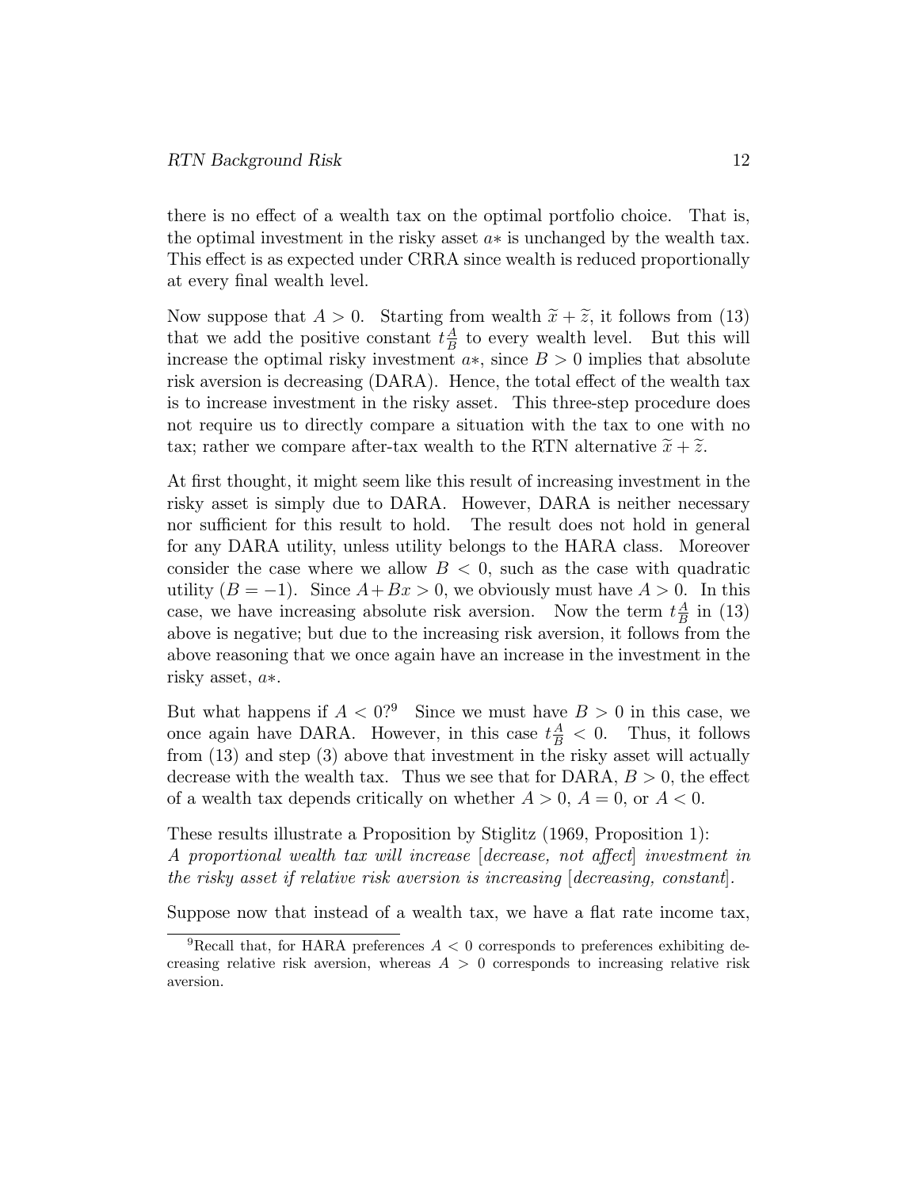there is no effect of a wealth tax on the optimal portfolio choice. That is, the optimal investment in the risky asset $a*$ is unchanged by the wealth tax. This effect is as expected under CRRA since wealth is reduced proportionally at every final wealth level.

Now suppose that $A > 0$. Starting from wealth $\widetilde{x} + \widetilde{z}$, it follows from (13) that we add the positive constant $t\frac{A}{B}$ to every wealth level. But this will increase the optimal risky investment $a*$, since $B > 0$ implies that absolute risk aversion is decreasing (DARA). Hence, the total effect of the wealth tax is to increase investment in the risky asset. This three-step procedure does not require us to directly compare a situation with the tax to one with no tax; rather we compare after-tax wealth to the RTN alternative $\widetilde{x} + \widetilde{z}$.

At first thought, it might seem like this result of increasing investment in the risky asset is simply due to DARA. However, DARA is neither necessary nor sufficient for this result to hold. The result does not hold in general for any DARA utility, unless utility belongs to the HARA class. Moreover consider the case where we allow $B < 0$, such as the case with quadratic utility ($B = -1$). Since $A + Bx > 0$, we obviously must have $A > 0$. In this case, we have increasing absolute risk aversion. Now the term $t\frac{A}{B}$ in (13) above is negative; but due to the increasing risk aversion, it follows from the above reasoning that we once again have an increase in the investment in the risky asset, $a*$.

But what happens if $A < 0$?[9] Since we must have $B > 0$ in this case, we once again have DARA. However, in this case $t\frac{A}{B} < 0$. Thus, it follows from (13) and step (3) above that investment in the risky asset will actually decrease with the wealth tax. Thus we see that for DARA, $B > 0$, the effect of a wealth tax depends critically on whether $A > 0$, $A = 0$, or $A < 0$.

These results illustrate a Proposition by Stiglitz (1969, Proposition 1):
*A proportional wealth tax will increase [decrease, not affect] investment in the risky asset if relative risk aversion is increasing [decreasing, constant].*

Suppose now that instead of a wealth tax, we have a flat rate income tax,

[9] Recall that, for HARA preferences $A < 0$ corresponds to preferences exhibiting decreasing relative risk aversion, whereas $A > 0$ corresponds to increasing relative risk aversion.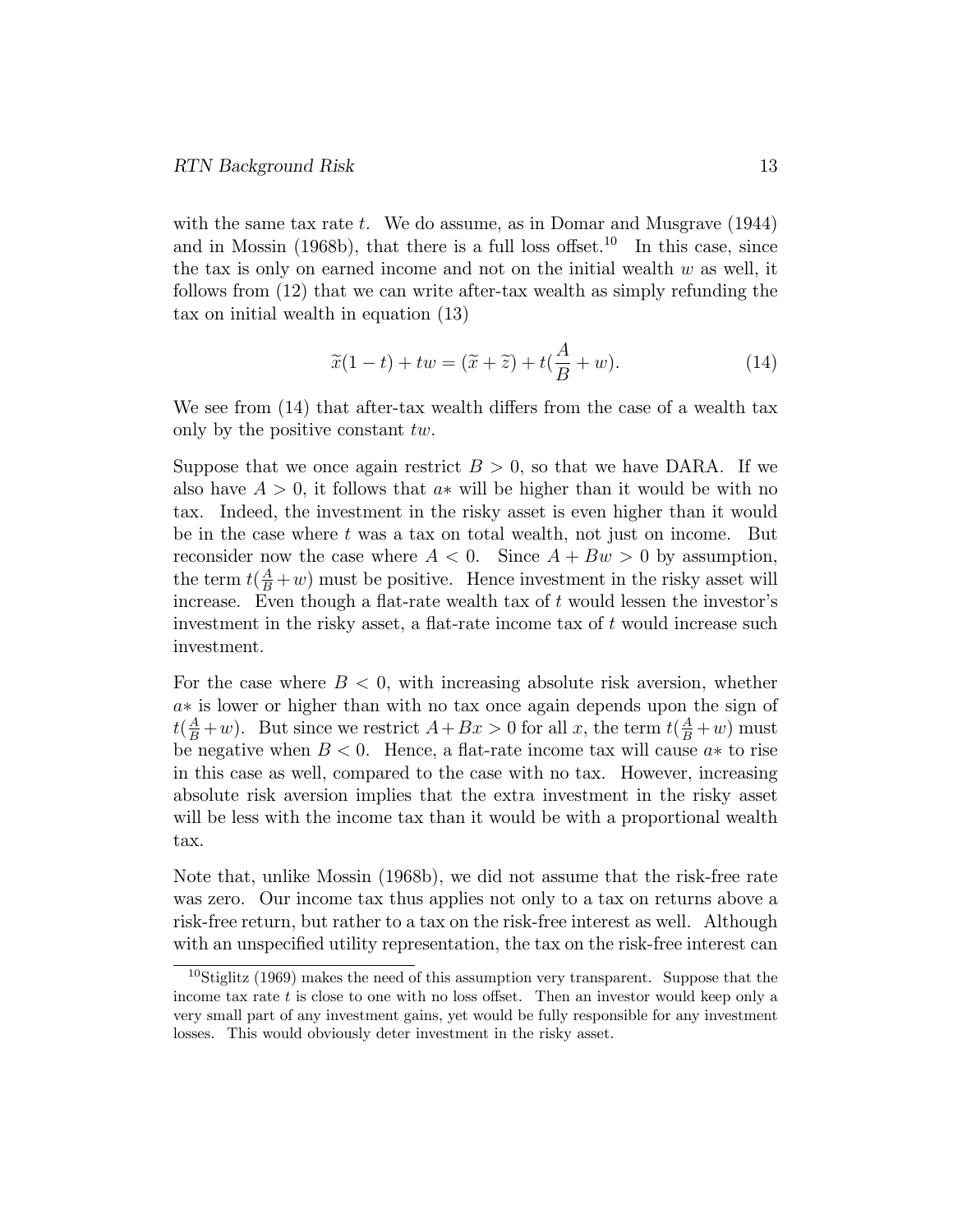with the same tax rate $t$. We do assume, as in Domar and Musgrave (1944) and in Mossin (1968b), that there is a full loss offset.[10] In this case, since the tax is only on earned income and not on the initial wealth $w$ as well, it follows from (12) that we can write after-tax wealth as simply refunding the tax on initial wealth in equation (13)

$$\widetilde{x}(1-t) + tw = (\widetilde{x} + \widetilde{z}) + t(\frac{A}{B} + w). \tag{14}$$

We see from (14) that after-tax wealth differs from the case of a wealth tax only by the positive constant $tw$.

Suppose that we once again restrict $B > 0$, so that we have DARA. If we also have $A > 0$, it follows that $a*$ will be higher than it would be with no tax. Indeed, the investment in the risky asset is even higher than it would be in the case where $t$ was a tax on total wealth, not just on income. But reconsider now the case where $A < 0$. Since $A + Bw > 0$ by assumption, the term $t(\frac{A}{B} + w)$ must be positive. Hence investment in the risky asset will increase. Even though a flat-rate wealth tax of $t$ would lessen the investor's investment in the risky asset, a flat-rate income tax of $t$ would increase such investment.

For the case where $B < 0$, with increasing absolute risk aversion, whether $a*$ is lower or higher than with no tax once again depends upon the sign of $t(\frac{A}{B} + w)$. But since we restrict $A + Bx > 0$ for all $x$, the term $t(\frac{A}{B} + w)$ must be negative when $B < 0$. Hence, a flat-rate income tax will cause $a*$ to rise in this case as well, compared to the case with no tax. However, increasing absolute risk aversion implies that the extra investment in the risky asset will be less with the income tax than it would be with a proportional wealth tax.

Note that, unlike Mossin (1968b), we did not assume that the risk-free rate was zero. Our income tax thus applies not only to a tax on returns above a risk-free return, but rather to a tax on the risk-free interest as well. Although with an unspecified utility representation, the tax on the risk-free interest can

[10] Stiglitz (1969) makes the need of this assumption very transparent. Suppose that the income tax rate $t$ is close to one with no loss offset. Then an investor would keep only a very small part of any investment gains, yet would be fully responsible for any investment losses. This would obviously deter investment in the risky asset.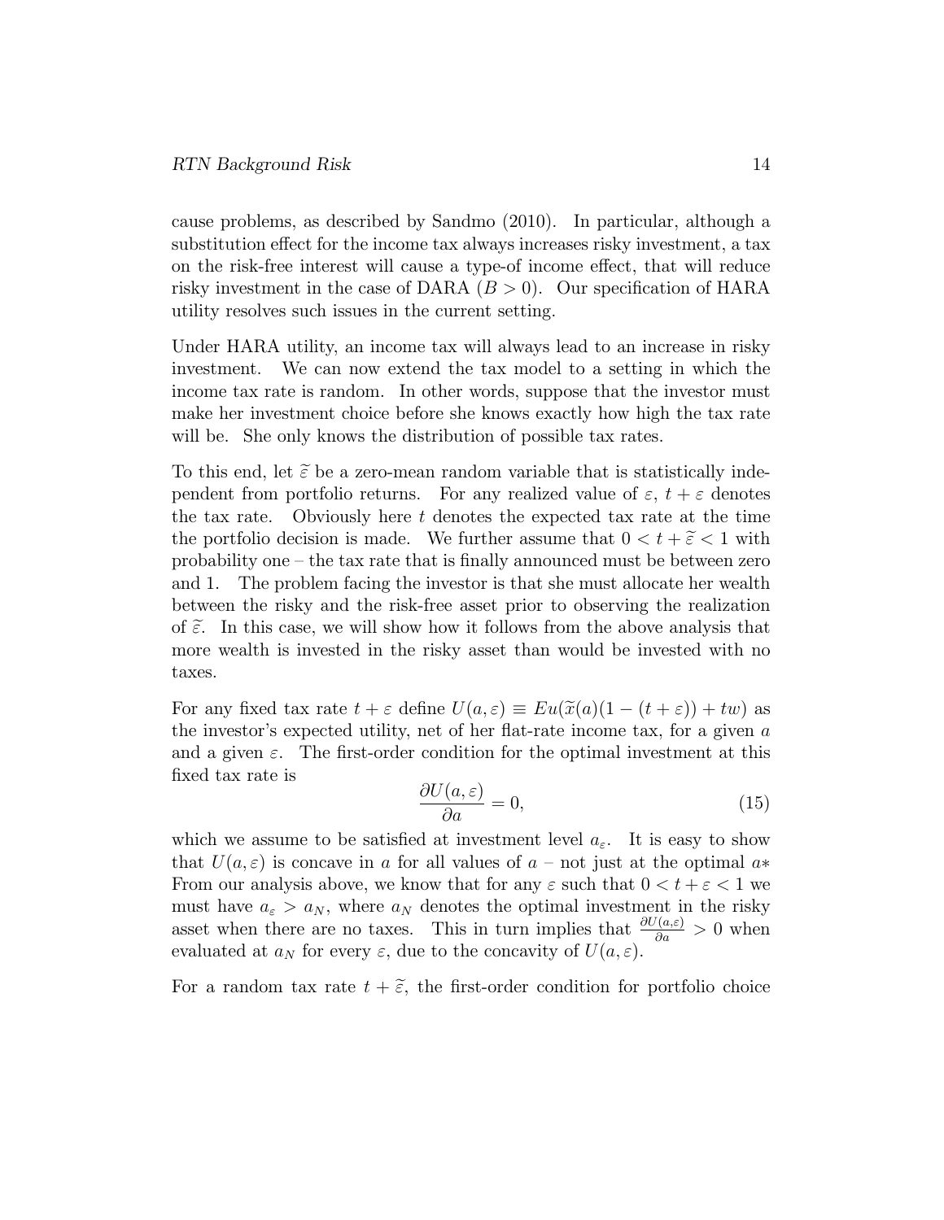cause problems, as described by Sandmo (2010). In particular, although a substitution effect for the income tax always increases risky investment, a tax on the risk-free interest will cause a type-of income effect, that will reduce risky investment in the case of DARA ($B > 0$). Our specification of HARA utility resolves such issues in the current setting.

Under HARA utility, an income tax will always lead to an increase in risky investment. We can now extend the tax model to a setting in which the income tax rate is random. In other words, suppose that the investor must make her investment choice before she knows exactly how high the tax rate will be. She only knows the distribution of possible tax rates.

To this end, let $\widetilde{\varepsilon}$ be a zero-mean random variable that is statistically independent from portfolio returns. For any realized value of $\varepsilon$, $t + \varepsilon$ denotes the tax rate. Obviously here $t$ denotes the expected tax rate at the time the portfolio decision is made. We further assume that $0 < t + \widetilde{\varepsilon} < 1$ with probability one – the tax rate that is finally announced must be between zero and 1. The problem facing the investor is that she must allocate her wealth between the risky and the risk-free asset prior to observing the realization of $\widetilde{\varepsilon}$. In this case, we will show how it follows from the above analysis that more wealth is invested in the risky asset than would be invested with no taxes.

For any fixed tax rate $t + \varepsilon$ define $U(a, \varepsilon) \equiv Eu(\widetilde{x}(a)(1 - (t + \varepsilon)) + tw)$ as the investor's expected utility, net of her flat-rate income tax, for a given $a$ and a given $\varepsilon$. The first-order condition for the optimal investment at this fixed tax rate is

$$\frac{\partial U(a, \varepsilon)}{\partial a} = 0, \tag{15}$$

which we assume to be satisfied at investment level $a_\varepsilon$. It is easy to show that $U(a, \varepsilon)$ is concave in $a$ for all values of $a$ – not just at the optimal $a*$ From our analysis above, we know that for any $\varepsilon$ such that $0 < t + \varepsilon < 1$ we must have $a_\varepsilon > a_N$, where $a_N$ denotes the optimal investment in the risky asset when there are no taxes. This in turn implies that $\frac{\partial U(a,\varepsilon)}{\partial a} > 0$ when evaluated at $a_N$ for every $\varepsilon$, due to the concavity of $U(a, \varepsilon)$.

For a random tax rate $t + \widetilde{\varepsilon}$, the first-order condition for portfolio choice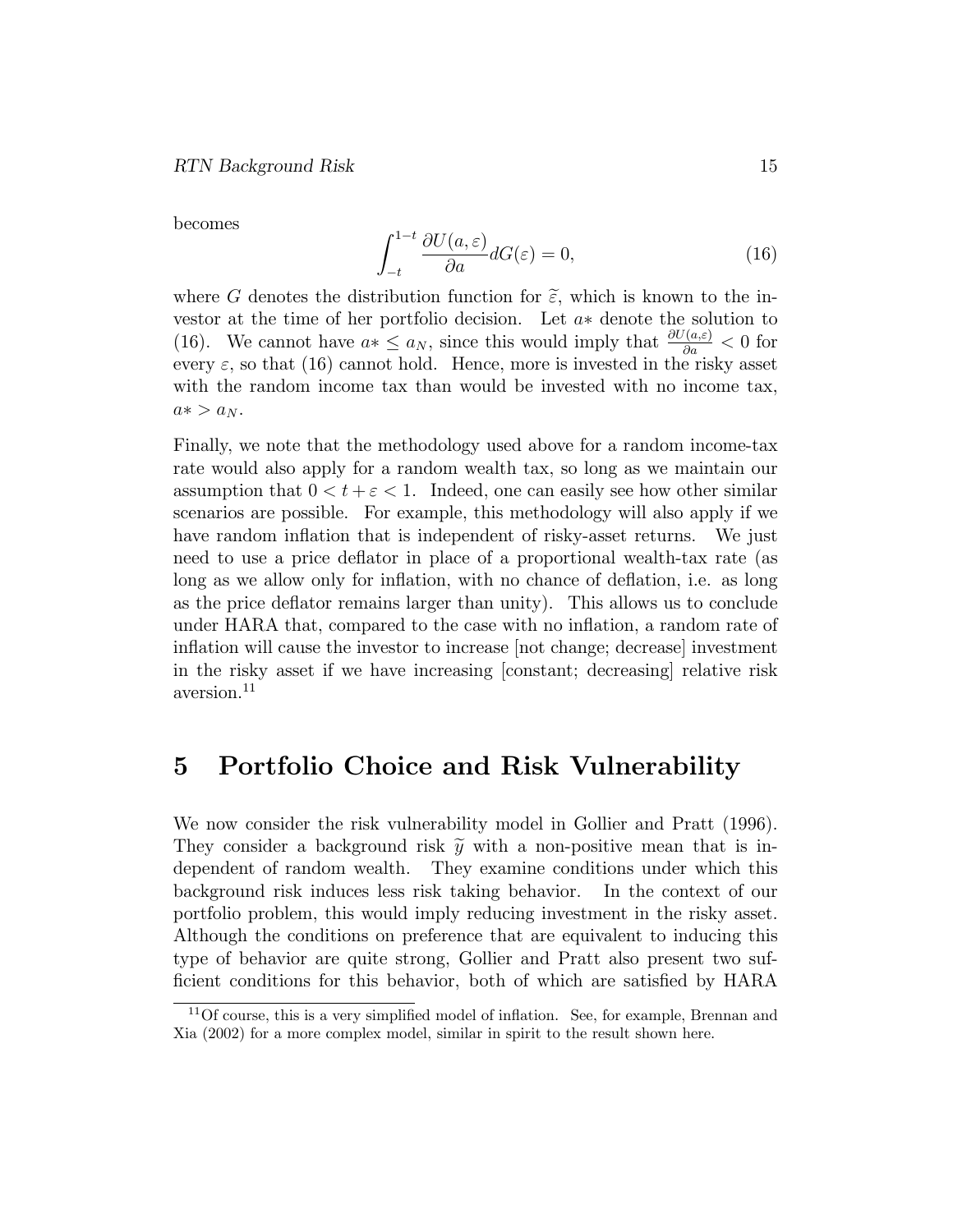becomes

$$\int_{-t}^{1-t} \frac{\partial U(a,\varepsilon)}{\partial a} dG(\varepsilon) = 0, \tag{16}$$

where $G$ denotes the distribution function for $\tilde{\varepsilon}$, which is known to the investor at the time of her portfolio decision. Let $a*$ denote the solution to (16). We cannot have $a* \leq a_N$, since this would imply that $\frac{\partial U(a,\varepsilon)}{\partial a} < 0$ for every $\varepsilon$, so that (16) cannot hold. Hence, more is invested in the risky asset with the random income tax than would be invested with no income tax, $a* > a_N$.

Finally, we note that the methodology used above for a random income-tax rate would also apply for a random wealth tax, so long as we maintain our assumption that $0 < t + \varepsilon < 1$. Indeed, one can easily see how other similar scenarios are possible. For example, this methodology will also apply if we have random inflation that is independent of risky-asset returns. We just need to use a price deflator in place of a proportional wealth-tax rate (as long as we allow only for inflation, with no chance of deflation, i.e. as long as the price deflator remains larger than unity). This allows us to conclude under HARA that, compared to the case with no inflation, a random rate of inflation will cause the investor to increase [not change; decrease] investment in the risky asset if we have increasing [constant; decreasing] relative risk aversion.[11]

# 5 Portfolio Choice and Risk Vulnerability

We now consider the risk vulnerability model in Gollier and Pratt (1996). They consider a background risk $\tilde{y}$ with a non-positive mean that is independent of random wealth. They examine conditions under which this background risk induces less risk taking behavior. In the context of our portfolio problem, this would imply reducing investment in the risky asset. Although the conditions on preference that are equivalent to inducing this type of behavior are quite strong, Gollier and Pratt also present two sufficient conditions for this behavior, both of which are satisfied by HARA

[11] Of course, this is a very simplified model of inflation. See, for example, Brennan and Xia (2002) for a more complex model, similar in spirit to the result shown here.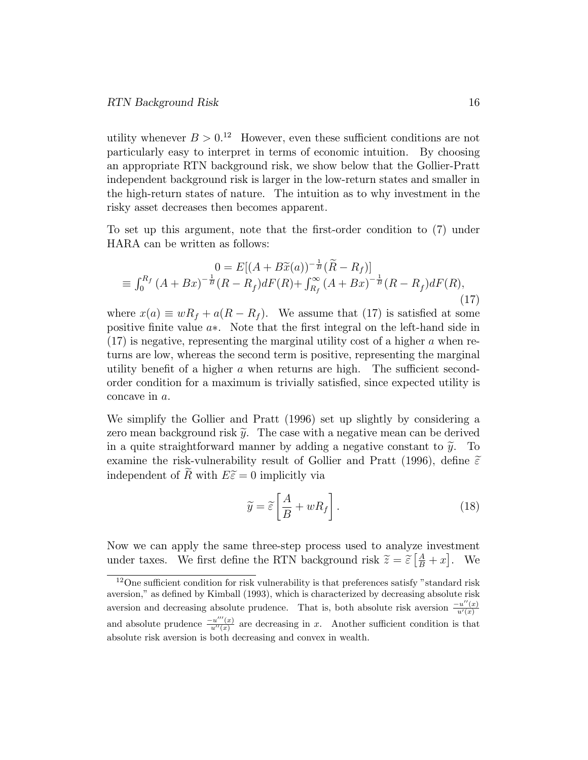utility whenever $B > 0$.[12] However, even these sufficient conditions are not particularly easy to interpret in terms of economic intuition. By choosing an appropriate RTN background risk, we show below that the Gollier-Pratt independent background risk is larger in the low-return states and smaller in the high-return states of nature. The intuition as to why investment in the risky asset decreases then becomes apparent.

To set up this argument, note that the first-order condition to (7) under HARA can be written as follows:

$$
\begin{aligned}
&0 = E[(A + B\widetilde{x}(a))^{-\frac{1}{B}}(\widetilde{R} - R_f)] \\
&\equiv \int_0^{R_f} (A + Bx)^{-\frac{1}{B}}(R - R_f)dF(R) + \int_{R_f}^{\infty} (A + Bx)^{-\frac{1}{B}}(R - R_f)dF(R),
\end{aligned}
\tag{17}
$$

where $x(a) \equiv wR_f + a(R - R_f)$. We assume that (17) is satisfied at some positive finite value $a*$. Note that the first integral on the left-hand side in (17) is negative, representing the marginal utility cost of a higher $a$ when returns are low, whereas the second term is positive, representing the marginal utility benefit of a higher $a$ when returns are high. The sufficient second-order condition for a maximum is trivially satisfied, since expected utility is concave in $a$.

We simplify the Gollier and Pratt (1996) set up slightly by considering a zero mean background risk $\widetilde{y}$. The case with a negative mean can be derived in a quite straightforward manner by adding a negative constant to $\widetilde{y}$. To examine the risk-vulnerability result of Gollier and Pratt (1996), define $\widetilde{\varepsilon}$ independent of $\widetilde{R}$ with $E\widetilde{\varepsilon} = 0$ implicitly via

$$
\widetilde{y} = \widetilde{\varepsilon}\left[\frac{A}{B} + wR_f\right]. \tag{18}
$$

Now we can apply the same three-step process used to analyze investment under taxes. We first define the RTN background risk $\widetilde{z} = \widetilde{\varepsilon}\left[\frac{A}{B} + x\right]$. We

[12] One sufficient condition for risk vulnerability is that preferences satisfy "standard risk aversion," as defined by Kimball (1993), which is characterized by decreasing absolute risk aversion and decreasing absolute prudence. That is, both absolute risk aversion $\frac{-u''(x)}{u'(x)}$ and absolute prudence $\frac{-u'''(x)}{u''(x)}$ are decreasing in $x$. Another sufficient condition is that absolute risk aversion is both decreasing and convex in wealth.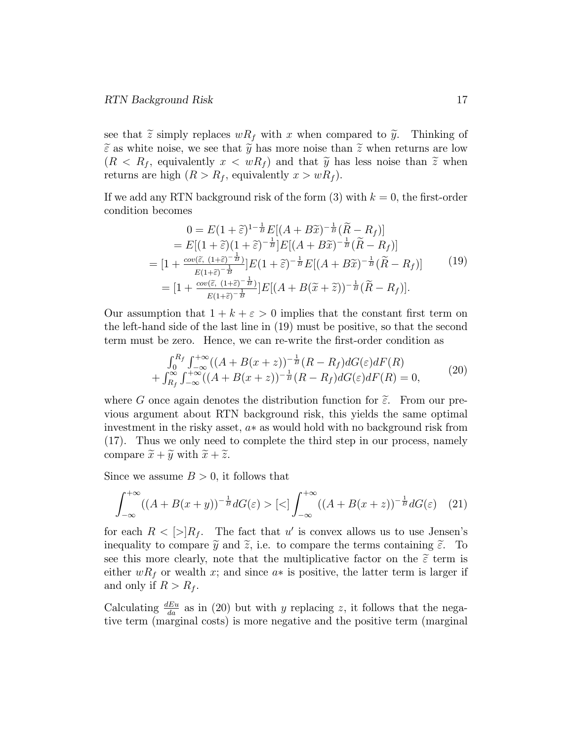see that $\widetilde{z}$ simply replaces $wR_f$ with $x$ when compared to $\widetilde{y}$. Thinking of $\widetilde{\varepsilon}$ as white noise, we see that $\widetilde{y}$ has more noise than $\widetilde{z}$ when returns are low ($R < R_f$, equivalently $x < wR_f$) and that $\widetilde{y}$ has less noise than $\widetilde{z}$ when returns are high ($R > R_f$, equivalently $x > wR_f$).

If we add any RTN background risk of the form (3) with $k = 0$, the first-order condition becomes

$$
\begin{aligned}
0 &= E(1+\widetilde{\varepsilon})^{1-\frac{1}{B}} E[(A+B\widetilde{x})^{-\frac{1}{B}}(\widetilde{R}-R_f)] \\
&= E[(1+\widetilde{\varepsilon})(1+\widetilde{\varepsilon})^{-\frac{1}{B}}] E[(A+B\widetilde{x})^{-\frac{1}{B}}(\widetilde{R}-R_f)] \\
&= [1+\tfrac{cov(\widetilde{\varepsilon},\ (1+\widetilde{\varepsilon})^{-\frac{1}{B}})}{E(1+\widetilde{\varepsilon})^{-\frac{1}{B}}}] E(1+\widetilde{\varepsilon})^{-\frac{1}{B}} E[(A+B\widetilde{x})^{-\frac{1}{B}}(\widetilde{R}-R_f)] \\
&= [1+\tfrac{cov(\widetilde{\varepsilon},\ (1+\widetilde{\varepsilon})^{-\frac{1}{B}})}{E(1+\widetilde{\varepsilon})^{-\frac{1}{B}}}] E[(A+B(\widetilde{x}+\widetilde{z}))^{-\frac{1}{B}}(\widetilde{R}-R_f)].
\end{aligned}
\tag{19}
$$

Our assumption that $1+k+\varepsilon > 0$ implies that the constant first term on the left-hand side of the last line in (19) must be positive, so that the second term must be zero. Hence, we can re-write the first-order condition as

$$
\begin{aligned}
&\int_0^{R_f}\int_{-\infty}^{+\infty}((A+B(x+z))^{-\frac{1}{B}}(R-R_f)dG(\varepsilon)dF(R) \\
&+\int_{R_f}^{\infty}\int_{-\infty}^{+\infty}((A+B(x+z))^{-\frac{1}{B}}(R-R_f)dG(\varepsilon)dF(R) = 0,
\end{aligned}
\tag{20}
$$

where $G$ once again denotes the distribution function for $\widetilde{\varepsilon}$. From our previous argument about RTN background risk, this yields the same optimal investment in the risky asset, $a*$ as would hold with no background risk from (17). Thus we only need to complete the third step in our process, namely compare $\widetilde{x}+\widetilde{y}$ with $\widetilde{x}+\widetilde{z}$.

Since we assume $B > 0$, it follows that

$$
\int_{-\infty}^{+\infty}((A+B(x+y))^{-\frac{1}{B}}dG(\varepsilon) > [<] \int_{-\infty}^{+\infty}((A+B(x+z))^{-\frac{1}{B}}dG(\varepsilon) \tag{21}
$$

for each $R < [>] R_f$. The fact that $u'$ is convex allows us to use Jensen's inequality to compare $\widetilde{y}$ and $\widetilde{z}$, i.e. to compare the terms containing $\widetilde{\varepsilon}$. To see this more clearly, note that the multiplicative factor on the $\widetilde{\varepsilon}$ term is either $wR_f$ or wealth $x$; and since $a*$ is positive, the latter term is larger if and only if $R > R_f$.

Calculating $\frac{dEu}{da}$ as in (20) but with $y$ replacing $z$, it follows that the negative term (marginal costs) is more negative and the positive term (marginal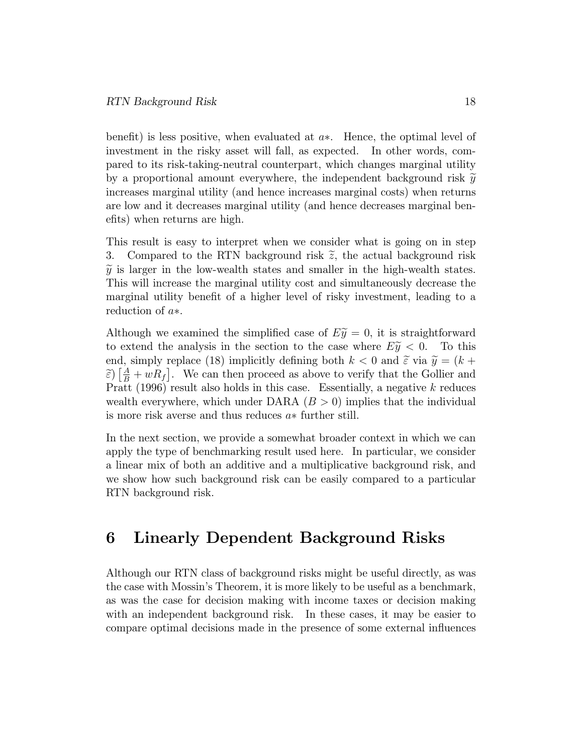benefit) is less positive, when evaluated at $a*$. Hence, the optimal level of investment in the risky asset will fall, as expected. In other words, compared to its risk-taking-neutral counterpart, which changes marginal utility by a proportional amount everywhere, the independent background risk $\widetilde{y}$ increases marginal utility (and hence increases marginal costs) when returns are low and it decreases marginal utility (and hence decreases marginal benefits) when returns are high.

This result is easy to interpret when we consider what is going on in step 3. Compared to the RTN background risk $\widetilde{z}$, the actual background risk $\widetilde{y}$ is larger in the low-wealth states and smaller in the high-wealth states. This will increase the marginal utility cost and simultaneously decrease the marginal utility benefit of a higher level of risky investment, leading to a reduction of $a*$.

Although we examined the simplified case of $E\widetilde{y} = 0$, it is straightforward to extend the analysis in the section to the case where $E\widetilde{y} < 0$. To this end, simply replace (18) implicitly defining both $k < 0$ and $\widetilde{\varepsilon}$ via $\widetilde{y} = (k + \widetilde{\varepsilon})\left[\frac{A}{B} + wR_f\right]$. We can then proceed as above to verify that the Gollier and Pratt (1996) result also holds in this case. Essentially, a negative $k$ reduces wealth everywhere, which under DARA ($B > 0$) implies that the individual is more risk averse and thus reduces $a*$ further still.

In the next section, we provide a somewhat broader context in which we can apply the type of benchmarking result used here. In particular, we consider a linear mix of both an additive and a multiplicative background risk, and we show how such background risk can be easily compared to a particular RTN background risk.

# 6 Linearly Dependent Background Risks

Although our RTN class of background risks might be useful directly, as was the case with Mossin's Theorem, it is more likely to be useful as a benchmark, as was the case for decision making with income taxes or decision making with an independent background risk. In these cases, it may be easier to compare optimal decisions made in the presence of some external influences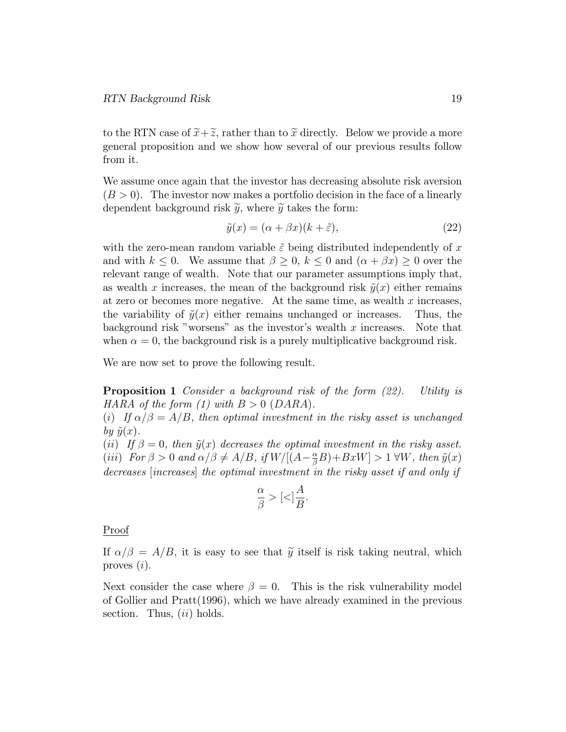to the RTN case of $\widetilde{x}+\widetilde{z}$, rather than to $\widetilde{x}$ directly. Below we provide a more general proposition and we show how several of our previous results follow from it.

We assume once again that the investor has decreasing absolute risk aversion $(B > 0)$. The investor now makes a portfolio decision in the face of a linearly dependent background risk $\widetilde{y}$, where $\widetilde{y}$ takes the form:

$$\tilde{y}(x) = (\alpha + \beta x)(k + \tilde{\varepsilon}), \tag{22}$$

with the zero-mean random variable $\tilde{\varepsilon}$ being distributed independently of $x$ and with $k \leq 0$. We assume that $\beta \geq 0$, $k \leq 0$ and $(\alpha + \beta x) \geq 0$ over the relevant range of wealth. Note that our parameter assumptions imply that, as wealth $x$ increases, the mean of the background risk $\tilde{y}(x)$ either remains at zero or becomes more negative. At the same time, as wealth $x$ increases, the variability of $\tilde{y}(x)$ either remains unchanged or increases. Thus, the background risk "worsens" as the investor's wealth $x$ increases. Note that when $\alpha = 0$, the background risk is a purely multiplicative background risk.

We are now set to prove the following result.

**Proposition 1** *Consider a background risk of the form (22). Utility is HARA of the form (1) with $B > 0$ (DARA).*
*(i) If $\alpha/\beta = A/B$, then optimal investment in the risky asset is unchanged by $\tilde{y}(x)$.*
*(ii) If $\beta = 0$, then $\tilde{y}(x)$ decreases the optimal investment in the risky asset.*
*(iii) For $\beta > 0$ and $\alpha/\beta \neq A/B$, if $W/[(A-\frac{\alpha}{\beta}B)+BxW] > 1 \; \forall W$, then $\tilde{y}(x)$ decreases [increases] the optimal investment in the risky asset if and only if*

$$\frac{\alpha}{\beta} > [<] \frac{A}{B}.$$

<u>Proof</u>

If $\alpha/\beta = A/B$, it is easy to see that $\widetilde{y}$ itself is risk taking neutral, which proves $(i)$.

Next consider the case where $\beta = 0$. This is the risk vulnerability model of Gollier and Pratt(1996), which we have already examined in the previous section. Thus, $(ii)$ holds.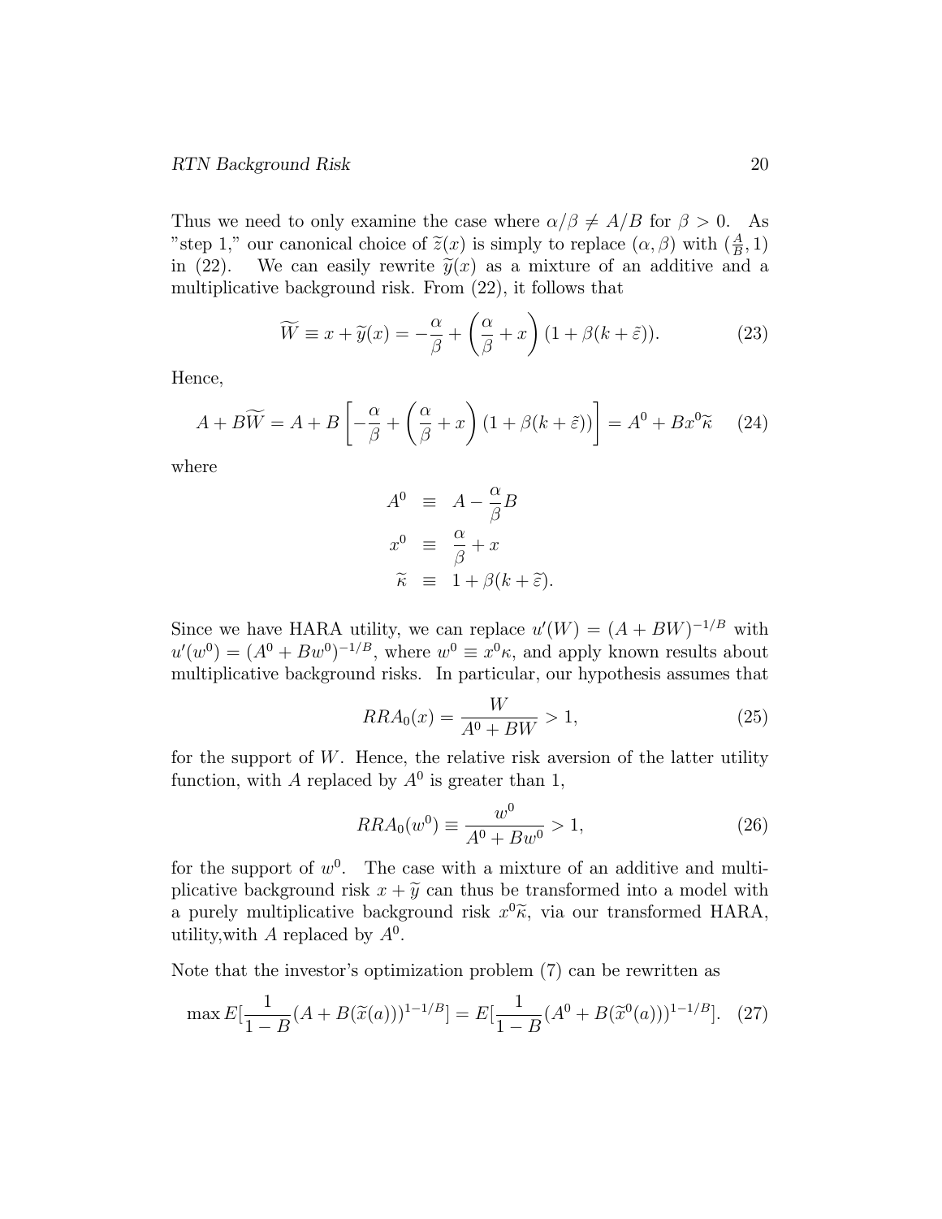Thus we need to only examine the case where $\alpha/\beta \neq A/B$ for $\beta > 0$. As "step 1," our canonical choice of $\widetilde{z}(x)$ is simply to replace $(\alpha, \beta)$ with $(\frac{A}{B}, 1)$ in (22). We can easily rewrite $\widetilde{y}(x)$ as a mixture of an additive and a multiplicative background risk. From (22), it follows that

$$\widetilde{W} \equiv x + \widetilde{y}(x) = -\frac{\alpha}{\beta} + \left(\frac{\alpha}{\beta} + x\right)(1 + \beta(k + \tilde{\varepsilon})). \tag{23}$$

Hence,

$$A + B\widetilde{W} = A + B\left[-\frac{\alpha}{\beta} + \left(\frac{\alpha}{\beta} + x\right)(1 + \beta(k + \tilde{\varepsilon}))\right] = A^0 + Bx^0\widetilde{\kappa} \tag{24}$$

where

$$\begin{aligned} A^0 &\equiv A - \frac{\alpha}{\beta}B \\ x^0 &\equiv \frac{\alpha}{\beta} + x \\ \widetilde{\kappa} &\equiv 1 + \beta(k + \widetilde{\varepsilon}). \end{aligned}$$

Since we have HARA utility, we can replace $u'(W) = (A + BW)^{-1/B}$ with $u'(w^0) = (A^0 + Bw^0)^{-1/B}$, where $w^0 \equiv x^0\kappa$, and apply known results about multiplicative background risks. In particular, our hypothesis assumes that

$$RRA_0(x) = \frac{W}{A^0 + BW} > 1, \tag{25}$$

for the support of $W$. Hence, the relative risk aversion of the latter utility function, with $A$ replaced by $A^0$ is greater than 1,

$$RRA_0(w^0) \equiv \frac{w^0}{A^0 + Bw^0} > 1, \tag{26}$$

for the support of $w^0$. The case with a mixture of an additive and multiplicative background risk $x + \widetilde{y}$ can thus be transformed into a model with a purely multiplicative background risk $x^0\widetilde{\kappa}$, via our transformed HARA, utility,with $A$ replaced by $A^0$.

Note that the investor's optimization problem (7) can be rewritten as

$$\max E[\frac{1}{1-B}(A + B(\widetilde{x}(a)))^{1-1/B}] = E[\frac{1}{1-B}(A^0 + B(\widetilde{x}^0(a)))^{1-1/B}]. \tag{27}$$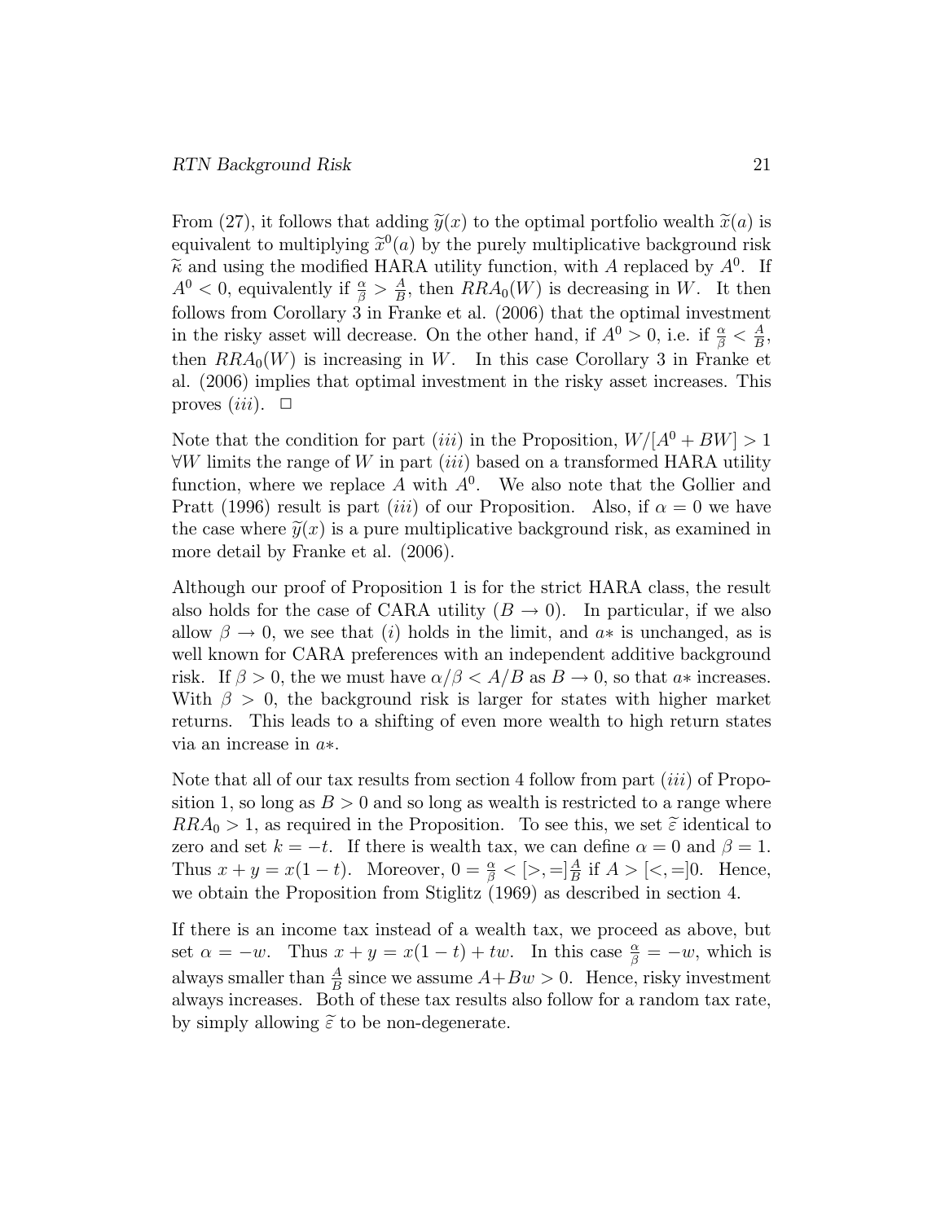From (27), it follows that adding $\widetilde{y}(x)$ to the optimal portfolio wealth $\widetilde{x}(a)$ is equivalent to multiplying $\widetilde{x}^0(a)$ by the purely multiplicative background risk $\widetilde{\kappa}$ and using the modified HARA utility function, with $A$ replaced by $A^0$. If $A^0 < 0$, equivalently if $\frac{\alpha}{\beta} > \frac{A}{B}$, then $RRA_0(W)$ is decreasing in $W$. It then follows from Corollary 3 in Franke et al. (2006) that the optimal investment in the risky asset will decrease. On the other hand, if $A^0 > 0$, i.e. if $\frac{\alpha}{\beta} < \frac{A}{B}$, then $RRA_0(W)$ is increasing in $W$. In this case Corollary 3 in Franke et al. (2006) implies that optimal investment in the risky asset increases. This proves $(iii)$. $\square$

Note that the condition for part $(iii)$ in the Proposition, $W/[A^0 + BW] > 1$ $\forall W$ limits the range of $W$ in part $(iii)$ based on a transformed HARA utility function, where we replace $A$ with $A^0$. We also note that the Gollier and Pratt (1996) result is part $(iii)$ of our Proposition. Also, if $\alpha = 0$ we have the case where $\widetilde{y}(x)$ is a pure multiplicative background risk, as examined in more detail by Franke et al. (2006).

Although our proof of Proposition 1 is for the strict HARA class, the result also holds for the case of CARA utility ($B \to 0$). In particular, if we also allow $\beta \to 0$, we see that $(i)$ holds in the limit, and $a*$ is unchanged, as is well known for CARA preferences with an independent additive background risk. If $\beta > 0$, the we must have $\alpha/\beta < A/B$ as $B \to 0$, so that $a*$ increases. With $\beta > 0$, the background risk is larger for states with higher market returns. This leads to a shifting of even more wealth to high return states via an increase in $a*$.

Note that all of our tax results from section 4 follow from part $(iii)$ of Proposition 1, so long as $B > 0$ and so long as wealth is restricted to a range where $RRA_0 > 1$, as required in the Proposition. To see this, we set $\widetilde{\varepsilon}$ identical to zero and set $k = -t$. If there is wealth tax, we can define $\alpha = 0$ and $\beta = 1$. Thus $x + y = x(1-t)$. Moreover, $0 = \frac{\alpha}{\beta} < [>, =]\frac{A}{B}$ if $A > [<, =]0$. Hence, we obtain the Proposition from Stiglitz (1969) as described in section 4.

If there is an income tax instead of a wealth tax, we proceed as above, but set $\alpha = -w$. Thus $x + y = x(1-t) + tw$. In this case $\frac{\alpha}{\beta} = -w$, which is always smaller than $\frac{A}{B}$ since we assume $A + Bw > 0$. Hence, risky investment always increases. Both of these tax results also follow for a random tax rate, by simply allowing $\widetilde{\varepsilon}$ to be non-degenerate.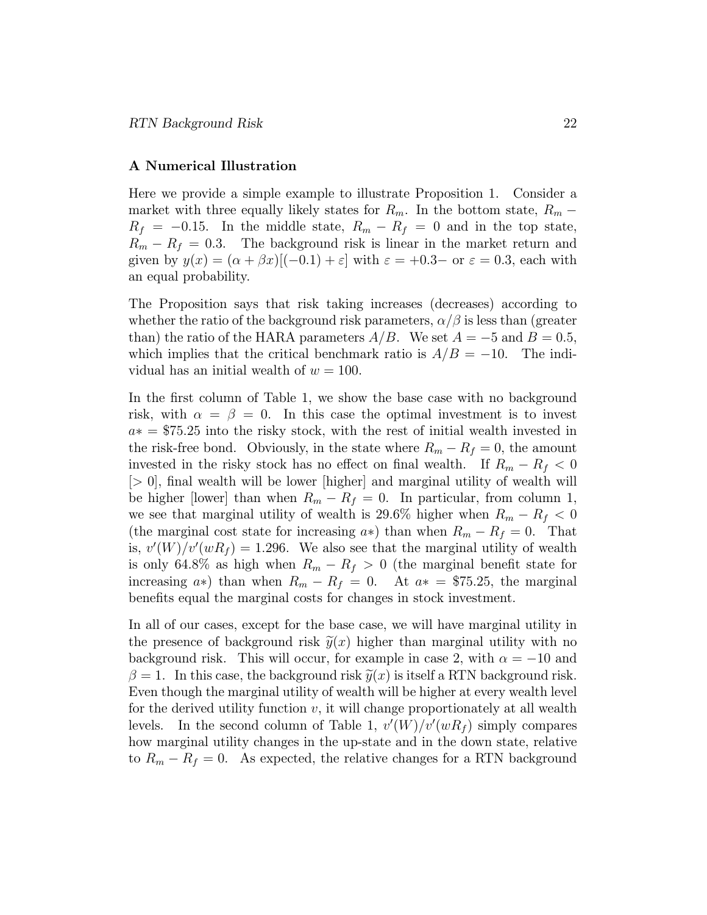### A Numerical Illustration

Here we provide a simple example to illustrate Proposition 1. Consider a market with three equally likely states for $R_m$. In the bottom state, $R_m - R_f = -0.15$. In the middle state, $R_m - R_f = 0$ and in the top state, $R_m - R_f = 0.3$. The background risk is linear in the market return and given by $y(x) = (\alpha + \beta x)[(-0.1) + \varepsilon]$ with $\varepsilon = +0.3-$ or $\varepsilon = 0.3$, each with an equal probability.

The Proposition says that risk taking increases (decreases) according to whether the ratio of the background risk parameters, $\alpha/\beta$ is less than (greater than) the ratio of the HARA parameters $A/B$. We set $A = -5$ and $B = 0.5$, which implies that the critical benchmark ratio is $A/B = -10$. The individual has an initial wealth of $w = 100$.

In the first column of Table 1, we show the base case with no background risk, with $\alpha = \beta = 0$. In this case the optimal investment is to invest $a* = \$75.25$ into the risky stock, with the rest of initial wealth invested in the risk-free bond. Obviously, in the state where $R_m - R_f = 0$, the amount invested in the risky stock has no effect on final wealth. If $R_m - R_f < 0$ $[> 0]$, final wealth will be lower [higher] and marginal utility of wealth will be higher [lower] than when $R_m - R_f = 0$. In particular, from column 1, we see that marginal utility of wealth is 29.6% higher when $R_m - R_f < 0$ (the marginal cost state for increasing $a*$) than when $R_m - R_f = 0$. That is, $v'(W)/v'(wR_f) = 1.296$. We also see that the marginal utility of wealth is only 64.8% as high when $R_m - R_f > 0$ (the marginal benefit state for increasing $a*$) than when $R_m - R_f = 0$. At $a* = \$75.25$, the marginal benefits equal the marginal costs for changes in stock investment.

In all of our cases, except for the base case, we will have marginal utility in the presence of background risk $\widetilde{y}(x)$ higher than marginal utility with no background risk. This will occur, for example in case 2, with $\alpha = -10$ and $\beta = 1$. In this case, the background risk $\widetilde{y}(x)$ is itself a RTN background risk. Even though the marginal utility of wealth will be higher at every wealth level for the derived utility function $v$, it will change proportionately at all wealth levels. In the second column of Table 1, $v'(W)/v'(wR_f)$ simply compares how marginal utility changes in the up-state and in the down state, relative to $R_m - R_f = 0$. As expected, the relative changes for a RTN background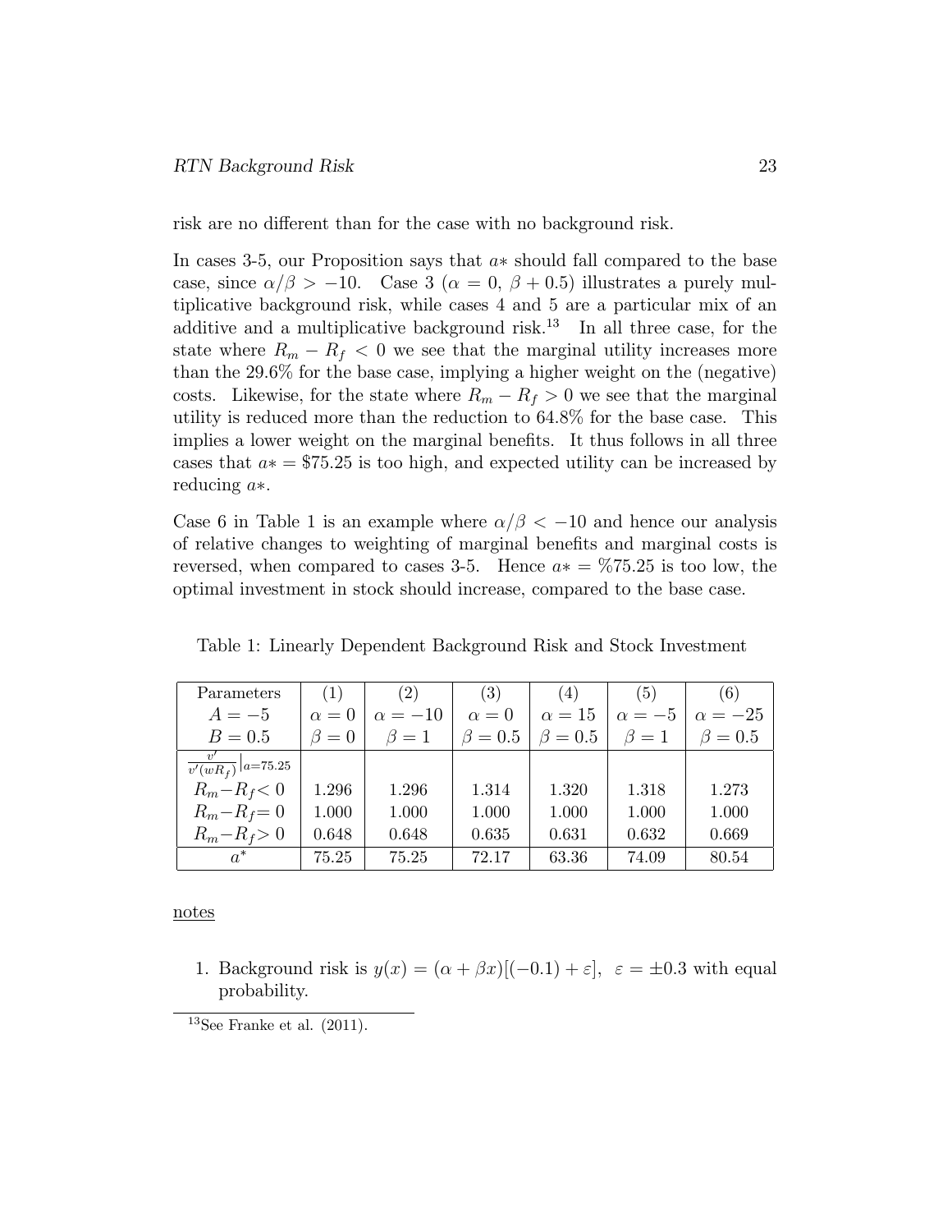risk are no different than for the case with no background risk.

In cases 3-5, our Proposition says that $a*$ should fall compared to the base case, since $\alpha/\beta > -10$. Case 3 ($\alpha = 0,\ \beta + 0.5$) illustrates a purely multiplicative background risk, while cases 4 and 5 are a particular mix of an additive and a multiplicative background risk.[13] In all three case, for the state where $R_m - R_f < 0$ we see that the marginal utility increases more than the 29.6% for the base case, implying a higher weight on the (negative) costs. Likewise, for the state where $R_m - R_f > 0$ we see that the marginal utility is reduced more than the reduction to 64.8% for the base case. This implies a lower weight on the marginal benefits. It thus follows in all three cases that $a* = \$75.25$ is too high, and expected utility can be increased by reducing $a*$.

Case 6 in Table 1 is an example where $\alpha/\beta < -10$ and hence our analysis of relative changes to weighting of marginal benefits and marginal costs is reversed, when compared to cases 3-5. Hence $a* = \%75.25$ is too low, the optimal investment in stock should increase, compared to the base case.

Table 1: Linearly Dependent Background Risk and Stock Investment

| Parameters | (1) | (2) | (3) | (4) | (5) | (6) |
|---|---|---|---|---|---|---|
| $A = -5$ | $\alpha = 0$ | $\alpha = -10$ | $\alpha = 0$ | $\alpha = 15$ | $\alpha = -5$ | $\alpha = -25$ |
| $B = 0.5$ | $\beta = 0$ | $\beta = 1$ | $\beta = 0.5$ | $\beta = 0.5$ | $\beta = 1$ | $\beta = 0.5$ |
| $\frac{v'}{v'(wR_f)}\big\rvert_{a=75.25}$ | | | | | | |
| $R_m - R_f < 0$ | 1.296 | 1.296 | 1.314 | 1.320 | 1.318 | 1.273 |
| $R_m - R_f = 0$ | 1.000 | 1.000 | 1.000 | 1.000 | 1.000 | 1.000 |
| $R_m - R_f > 0$ | 0.648 | 0.648 | 0.635 | 0.631 | 0.632 | 0.669 |
| $a^*$ | 75.25 | 75.25 | 72.17 | 63.36 | 74.09 | 80.54 |

notes

1. Background risk is $y(x) = (\alpha + \beta x)[(-0.1) + \varepsilon]$, $\varepsilon = \pm 0.3$ with equal probability.

[13] See Franke et al. (2011).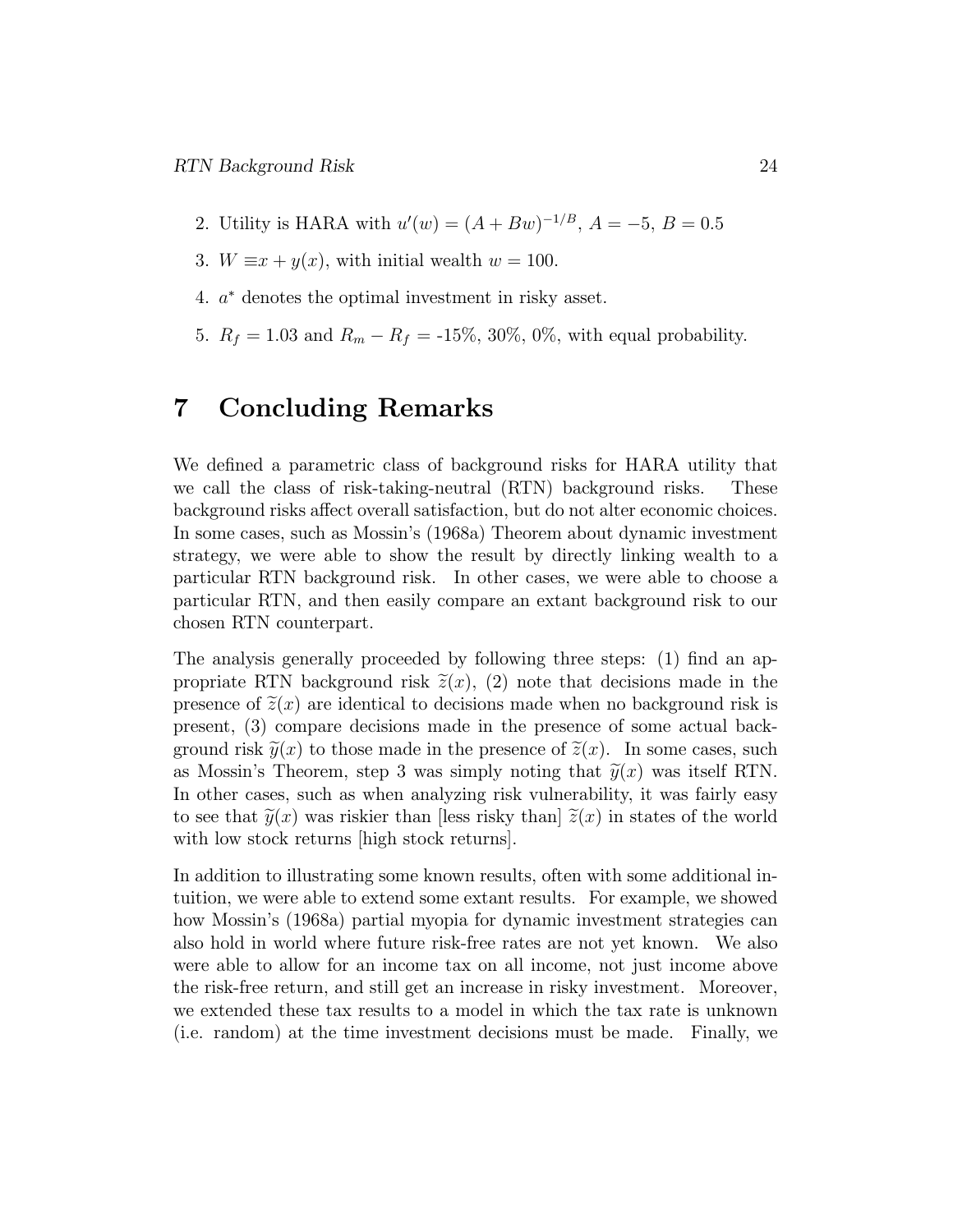2. Utility is HARA with $u'(w) = (A + Bw)^{-1/B}$, $A = -5$, $B = 0.5$
3. $W \equiv x + y(x)$, with initial wealth $w = 100$.
4. $a^*$ denotes the optimal investment in risky asset.
5. $R_f = 1.03$ and $R_m - R_f$ = -15%, 30%, 0%, with equal probability.

# 7 Concluding Remarks

We defined a parametric class of background risks for HARA utility that we call the class of risk-taking-neutral (RTN) background risks. These background risks affect overall satisfaction, but do not alter economic choices. In some cases, such as Mossin's (1968a) Theorem about dynamic investment strategy, we were able to show the result by directly linking wealth to a particular RTN background risk. In other cases, we were able to choose a particular RTN, and then easily compare an extant background risk to our chosen RTN counterpart.

The analysis generally proceeded by following three steps: (1) find an appropriate RTN background risk $\widetilde{z}(x)$, (2) note that decisions made in the presence of $\widetilde{z}(x)$ are identical to decisions made when no background risk is present, (3) compare decisions made in the presence of some actual background risk $\widetilde{y}(x)$ to those made in the presence of $\widetilde{z}(x)$. In some cases, such as Mossin's Theorem, step 3 was simply noting that $\widetilde{y}(x)$ was itself RTN. In other cases, such as when analyzing risk vulnerability, it was fairly easy to see that $\widetilde{y}(x)$ was riskier than [less risky than] $\widetilde{z}(x)$ in states of the world with low stock returns [high stock returns].

In addition to illustrating some known results, often with some additional intuition, we were able to extend some extant results. For example, we showed how Mossin's (1968a) partial myopia for dynamic investment strategies can also hold in world where future risk-free rates are not yet known. We also were able to allow for an income tax on all income, not just income above the risk-free return, and still get an increase in risky investment. Moreover, we extended these tax results to a model in which the tax rate is unknown (i.e. random) at the time investment decisions must be made. Finally, we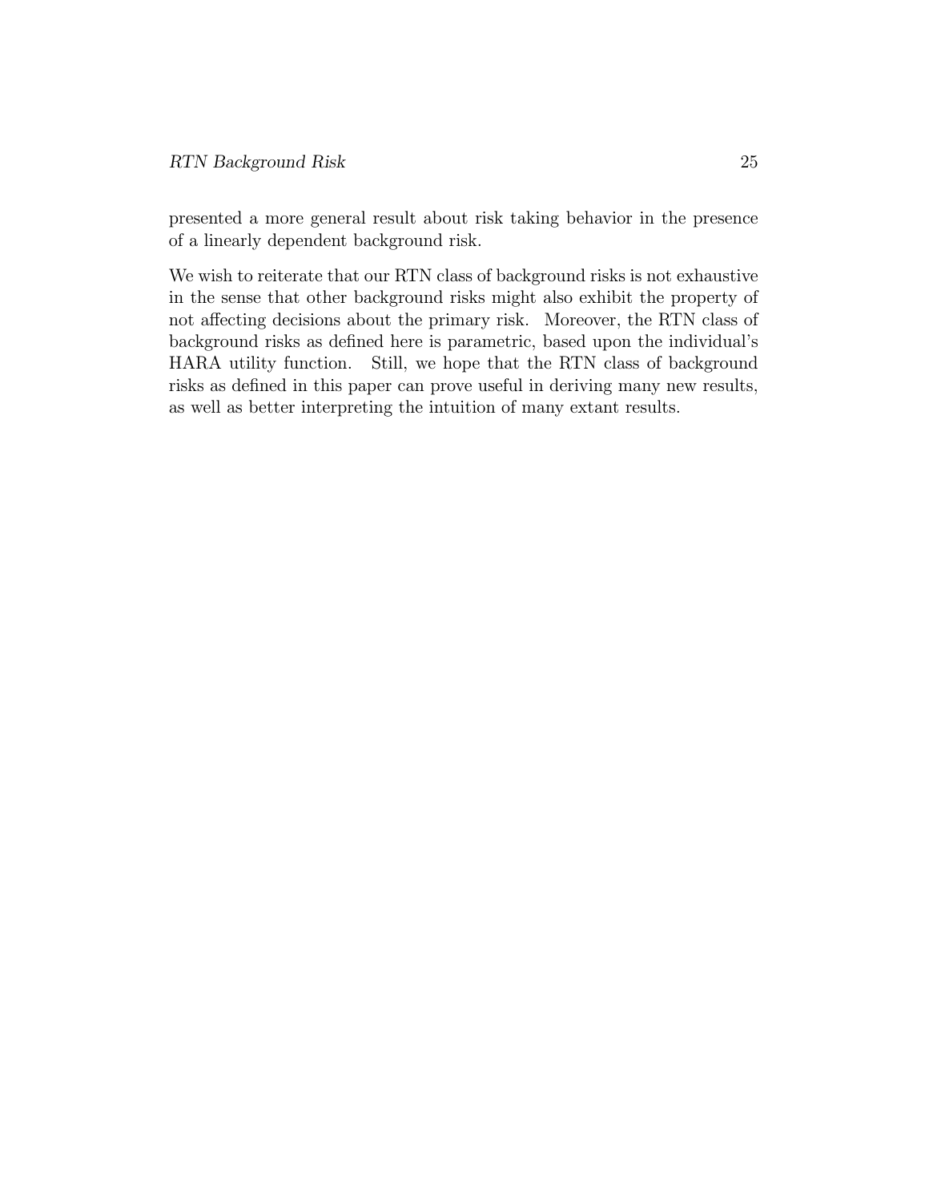presented a more general result about risk taking behavior in the presence of a linearly dependent background risk.

We wish to reiterate that our RTN class of background risks is not exhaustive in the sense that other background risks might also exhibit the property of not affecting decisions about the primary risk. Moreover, the RTN class of background risks as defined here is parametric, based upon the individual's HARA utility function. Still, we hope that the RTN class of background risks as defined in this paper can prove useful in deriving many new results, as well as better interpreting the intuition of many extant results.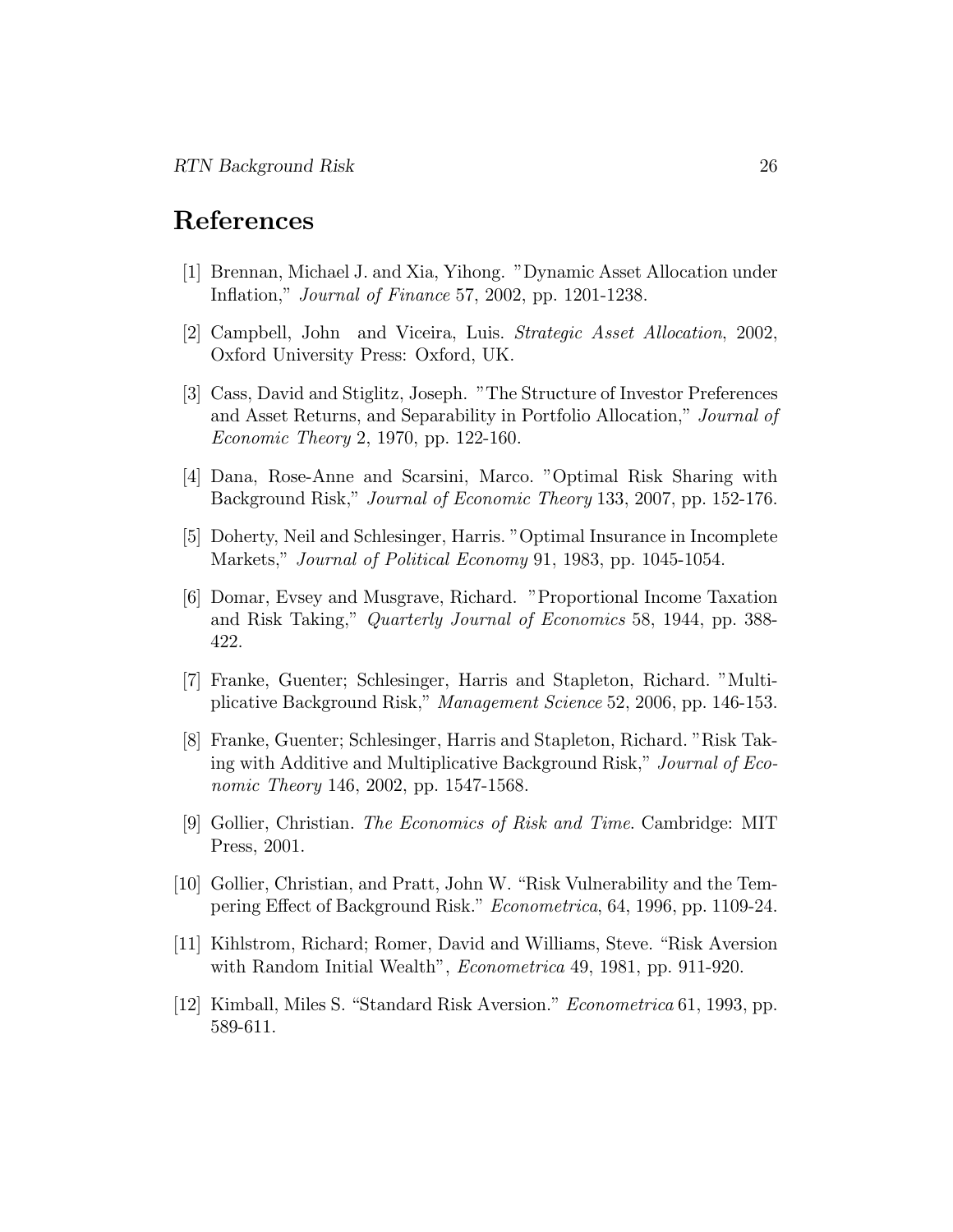# References

[1] Brennan, Michael J. and Xia, Yihong. "Dynamic Asset Allocation under Inflation," *Journal of Finance* 57, 2002, pp. 1201-1238.

[2] Campbell, John and Viceira, Luis. *Strategic Asset Allocation*, 2002, Oxford University Press: Oxford, UK.

[3] Cass, David and Stiglitz, Joseph. "The Structure of Investor Preferences and Asset Returns, and Separability in Portfolio Allocation," *Journal of Economic Theory* 2, 1970, pp. 122-160.

[4] Dana, Rose-Anne and Scarsini, Marco. "Optimal Risk Sharing with Background Risk," *Journal of Economic Theory* 133, 2007, pp. 152-176.

[5] Doherty, Neil and Schlesinger, Harris. "Optimal Insurance in Incomplete Markets," *Journal of Political Economy* 91, 1983, pp. 1045-1054.

[6] Domar, Evsey and Musgrave, Richard. "Proportional Income Taxation and Risk Taking," *Quarterly Journal of Economics* 58, 1944, pp. 388-422.

[7] Franke, Guenter; Schlesinger, Harris and Stapleton, Richard. "Multiplicative Background Risk," *Management Science* 52, 2006, pp. 146-153.

[8] Franke, Guenter; Schlesinger, Harris and Stapleton, Richard. "Risk Taking with Additive and Multiplicative Background Risk," *Journal of Economic Theory* 146, 2002, pp. 1547-1568.

[9] Gollier, Christian. *The Economics of Risk and Time*. Cambridge: MIT Press, 2001.

[10] Gollier, Christian, and Pratt, John W. "Risk Vulnerability and the Tempering Effect of Background Risk." *Econometrica*, 64, 1996, pp. 1109-24.

[11] Kihlstrom, Richard; Romer, David and Williams, Steve. "Risk Aversion with Random Initial Wealth", *Econometrica* 49, 1981, pp. 911-920.

[12] Kimball, Miles S. "Standard Risk Aversion." *Econometrica* 61, 1993, pp. 589-611.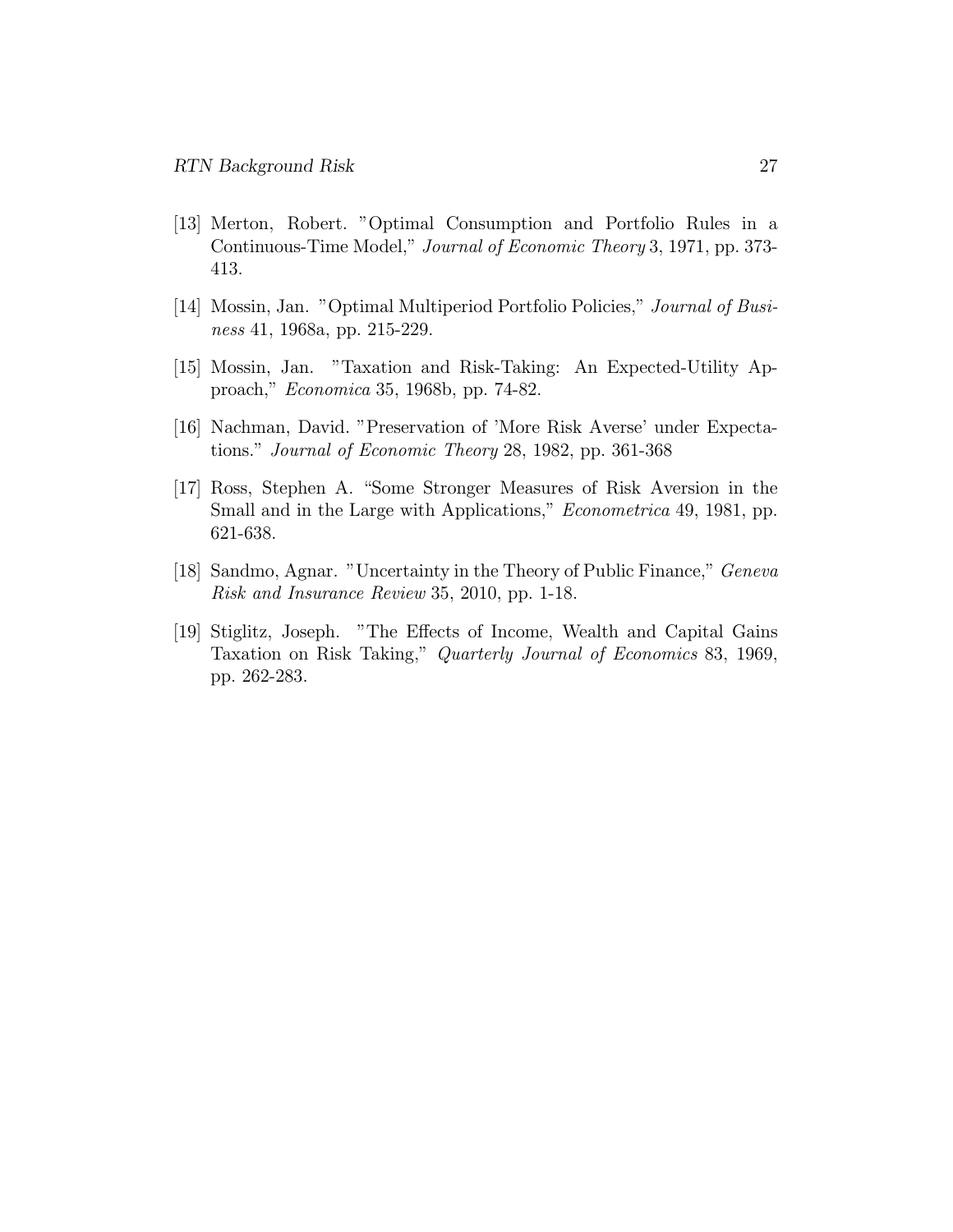[13] Merton, Robert. "Optimal Consumption and Portfolio Rules in a Continuous-Time Model," *Journal of Economic Theory* 3, 1971, pp. 373-413.

[14] Mossin, Jan. "Optimal Multiperiod Portfolio Policies," *Journal of Business* 41, 1968a, pp. 215-229.

[15] Mossin, Jan. "Taxation and Risk-Taking: An Expected-Utility Approach," *Economica* 35, 1968b, pp. 74-82.

[16] Nachman, David. "Preservation of 'More Risk Averse' under Expectations." *Journal of Economic Theory* 28, 1982, pp. 361-368

[17] Ross, Stephen A. "Some Stronger Measures of Risk Aversion in the Small and in the Large with Applications," *Econometrica* 49, 1981, pp. 621-638.

[18] Sandmo, Agnar. "Uncertainty in the Theory of Public Finance," *Geneva Risk and Insurance Review* 35, 2010, pp. 1-18.

[19] Stiglitz, Joseph. "The Effects of Income, Wealth and Capital Gains Taxation on Risk Taking," *Quarterly Journal of Economics* 83, 1969, pp. 262-283.